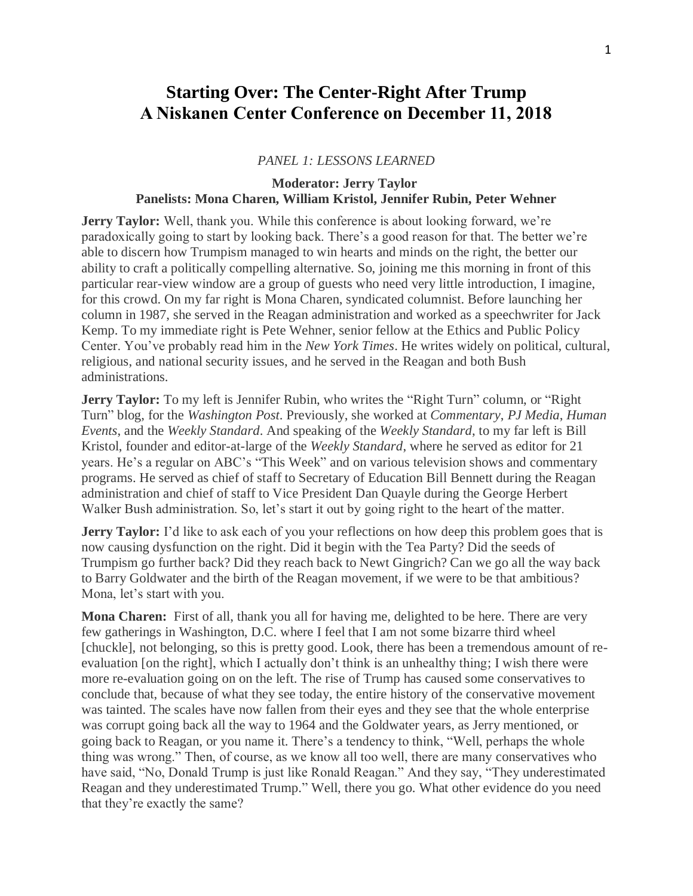# Starting Over: The Center-Right After Trump
# A Niskanen Center Conference on December 11, 2018

*PANEL 1: LESSONS LEARNED*

**Moderator: Jerry Taylor**
**Panelists: Mona Charen, William Kristol, Jennifer Rubin, Peter Wehner**

**Jerry Taylor:** Well, thank you. While this conference is about looking forward, we're paradoxically going to start by looking back. There's a good reason for that. The better we're able to discern how Trumpism managed to win hearts and minds on the right, the better our ability to craft a politically compelling alternative. So, joining me this morning in front of this particular rear-view window are a group of guests who need very little introduction, I imagine, for this crowd. On my far right is Mona Charen, syndicated columnist. Before launching her column in 1987, she served in the Reagan administration and worked as a speechwriter for Jack Kemp. To my immediate right is Pete Wehner, senior fellow at the Ethics and Public Policy Center. You've probably read him in the *New York Times*. He writes widely on political, cultural, religious, and national security issues, and he served in the Reagan and both Bush administrations.

**Jerry Taylor:** To my left is Jennifer Rubin, who writes the "Right Turn" column, or "Right Turn" blog, for the *Washington Post*. Previously, she worked at *Commentary*, *PJ Media*, *Human Events*, and the *Weekly Standard*. And speaking of the *Weekly Standard*, to my far left is Bill Kristol, founder and editor-at-large of the *Weekly Standard*, where he served as editor for 21 years. He's a regular on ABC's "This Week" and on various television shows and commentary programs. He served as chief of staff to Secretary of Education Bill Bennett during the Reagan administration and chief of staff to Vice President Dan Quayle during the George Herbert Walker Bush administration. So, let's start it out by going right to the heart of the matter.

**Jerry Taylor:** I'd like to ask each of you your reflections on how deep this problem goes that is now causing dysfunction on the right. Did it begin with the Tea Party? Did the seeds of Trumpism go further back? Did they reach back to Newt Gingrich? Can we go all the way back to Barry Goldwater and the birth of the Reagan movement, if we were to be that ambitious? Mona, let's start with you.

**Mona Charen:** First of all, thank you all for having me, delighted to be here. There are very few gatherings in Washington, D.C. where I feel that I am not some bizarre third wheel [chuckle], not belonging, so this is pretty good. Look, there has been a tremendous amount of re-evaluation [on the right], which I actually don't think is an unhealthy thing; I wish there were more re-evaluation going on on the left. The rise of Trump has caused some conservatives to conclude that, because of what they see today, the entire history of the conservative movement was tainted. The scales have now fallen from their eyes and they see that the whole enterprise was corrupt going back all the way to 1964 and the Goldwater years, as Jerry mentioned, or going back to Reagan, or you name it. There's a tendency to think, "Well, perhaps the whole thing was wrong." Then, of course, as we know all too well, there are many conservatives who have said, "No, Donald Trump is just like Ronald Reagan." And they say, "They underestimated Reagan and they underestimated Trump." Well, there you go. What other evidence do you need that they're exactly the same?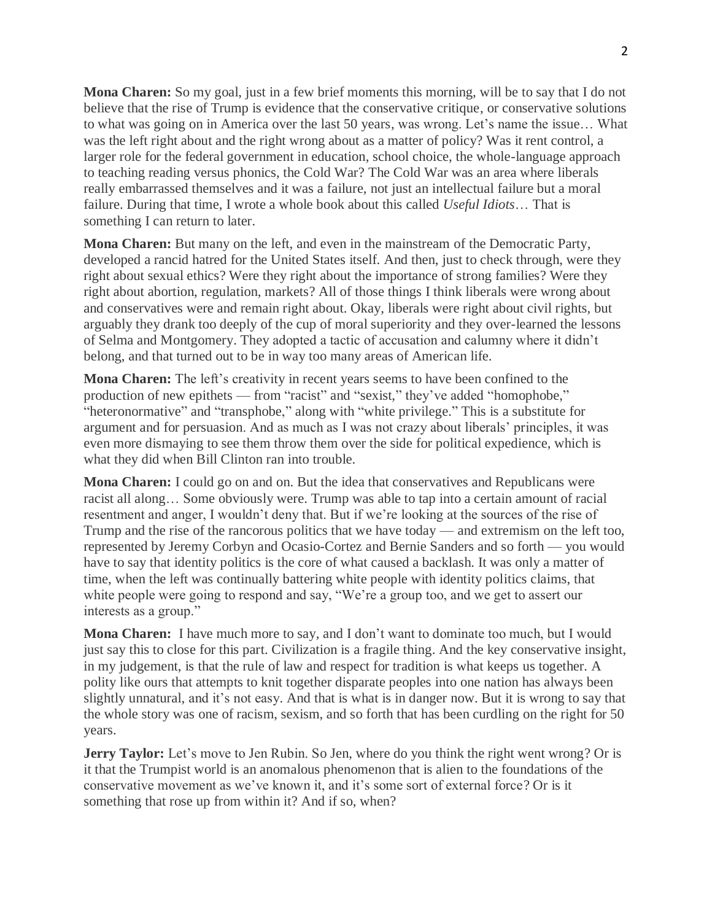**Mona Charen:** So my goal, just in a few brief moments this morning, will be to say that I do not believe that the rise of Trump is evidence that the conservative critique, or conservative solutions to what was going on in America over the last 50 years, was wrong. Let's name the issue… What was the left right about and the right wrong about as a matter of policy? Was it rent control, a larger role for the federal government in education, school choice, the whole-language approach to teaching reading versus phonics, the Cold War? The Cold War was an area where liberals really embarrassed themselves and it was a failure, not just an intellectual failure but a moral failure. During that time, I wrote a whole book about this called *Useful Idiots*… That is something I can return to later.

**Mona Charen:** But many on the left, and even in the mainstream of the Democratic Party, developed a rancid hatred for the United States itself. And then, just to check through, were they right about sexual ethics? Were they right about the importance of strong families? Were they right about abortion, regulation, markets? All of those things I think liberals were wrong about and conservatives were and remain right about. Okay, liberals were right about civil rights, but arguably they drank too deeply of the cup of moral superiority and they over-learned the lessons of Selma and Montgomery. They adopted a tactic of accusation and calumny where it didn't belong, and that turned out to be in way too many areas of American life.

**Mona Charen:** The left's creativity in recent years seems to have been confined to the production of new epithets — from "racist" and "sexist," they've added "homophobe," "heteronormative" and "transphobe," along with "white privilege." This is a substitute for argument and for persuasion. And as much as I was not crazy about liberals' principles, it was even more dismaying to see them throw them over the side for political expedience, which is what they did when Bill Clinton ran into trouble.

**Mona Charen:** I could go on and on. But the idea that conservatives and Republicans were racist all along… Some obviously were. Trump was able to tap into a certain amount of racial resentment and anger, I wouldn't deny that. But if we're looking at the sources of the rise of Trump and the rise of the rancorous politics that we have today — and extremism on the left too, represented by Jeremy Corbyn and Ocasio-Cortez and Bernie Sanders and so forth — you would have to say that identity politics is the core of what caused a backlash. It was only a matter of time, when the left was continually battering white people with identity politics claims, that white people were going to respond and say, "We're a group too, and we get to assert our interests as a group."

**Mona Charen:** I have much more to say, and I don't want to dominate too much, but I would just say this to close for this part. Civilization is a fragile thing. And the key conservative insight, in my judgement, is that the rule of law and respect for tradition is what keeps us together. A polity like ours that attempts to knit together disparate peoples into one nation has always been slightly unnatural, and it's not easy. And that is what is in danger now. But it is wrong to say that the whole story was one of racism, sexism, and so forth that has been curdling on the right for 50 years.

**Jerry Taylor:** Let's move to Jen Rubin. So Jen, where do you think the right went wrong? Or is it that the Trumpist world is an anomalous phenomenon that is alien to the foundations of the conservative movement as we've known it, and it's some sort of external force? Or is it something that rose up from within it? And if so, when?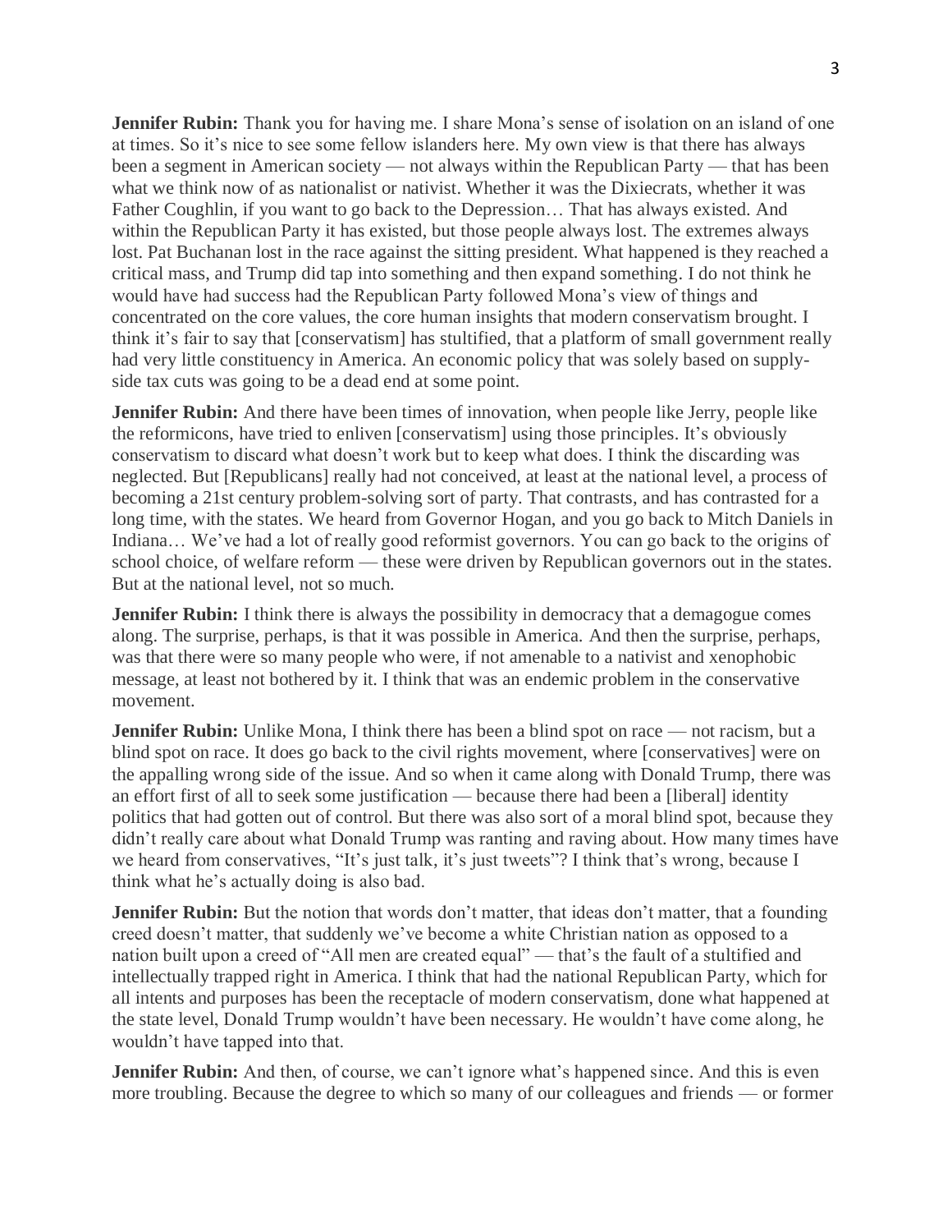**Jennifer Rubin:** Thank you for having me. I share Mona's sense of isolation on an island of one at times. So it's nice to see some fellow islanders here. My own view is that there has always been a segment in American society — not always within the Republican Party — that has been what we think now of as nationalist or nativist. Whether it was the Dixiecrats, whether it was Father Coughlin, if you want to go back to the Depression… That has always existed. And within the Republican Party it has existed, but those people always lost. The extremes always lost. Pat Buchanan lost in the race against the sitting president. What happened is they reached a critical mass, and Trump did tap into something and then expand something. I do not think he would have had success had the Republican Party followed Mona's view of things and concentrated on the core values, the core human insights that modern conservatism brought. I think it's fair to say that [conservatism] has stultified, that a platform of small government really had very little constituency in America. An economic policy that was solely based on supply-side tax cuts was going to be a dead end at some point.

**Jennifer Rubin:** And there have been times of innovation, when people like Jerry, people like the reformicons, have tried to enliven [conservatism] using those principles. It's obviously conservatism to discard what doesn't work but to keep what does. I think the discarding was neglected. But [Republicans] really had not conceived, at least at the national level, a process of becoming a 21st century problem-solving sort of party. That contrasts, and has contrasted for a long time, with the states. We heard from Governor Hogan, and you go back to Mitch Daniels in Indiana… We've had a lot of really good reformist governors. You can go back to the origins of school choice, of welfare reform — these were driven by Republican governors out in the states. But at the national level, not so much.

**Jennifer Rubin:** I think there is always the possibility in democracy that a demagogue comes along. The surprise, perhaps, is that it was possible in America. And then the surprise, perhaps, was that there were so many people who were, if not amenable to a nativist and xenophobic message, at least not bothered by it. I think that was an endemic problem in the conservative movement.

**Jennifer Rubin:** Unlike Mona, I think there has been a blind spot on race — not racism, but a blind spot on race. It does go back to the civil rights movement, where [conservatives] were on the appalling wrong side of the issue. And so when it came along with Donald Trump, there was an effort first of all to seek some justification — because there had been a [liberal] identity politics that had gotten out of control. But there was also sort of a moral blind spot, because they didn't really care about what Donald Trump was ranting and raving about. How many times have we heard from conservatives, "It's just talk, it's just tweets"? I think that's wrong, because I think what he's actually doing is also bad.

**Jennifer Rubin:** But the notion that words don't matter, that ideas don't matter, that a founding creed doesn't matter, that suddenly we've become a white Christian nation as opposed to a nation built upon a creed of "All men are created equal" — that's the fault of a stultified and intellectually trapped right in America. I think that had the national Republican Party, which for all intents and purposes has been the receptacle of modern conservatism, done what happened at the state level, Donald Trump wouldn't have been necessary. He wouldn't have come along, he wouldn't have tapped into that.

**Jennifer Rubin:** And then, of course, we can't ignore what's happened since. And this is even more troubling. Because the degree to which so many of our colleagues and friends — or former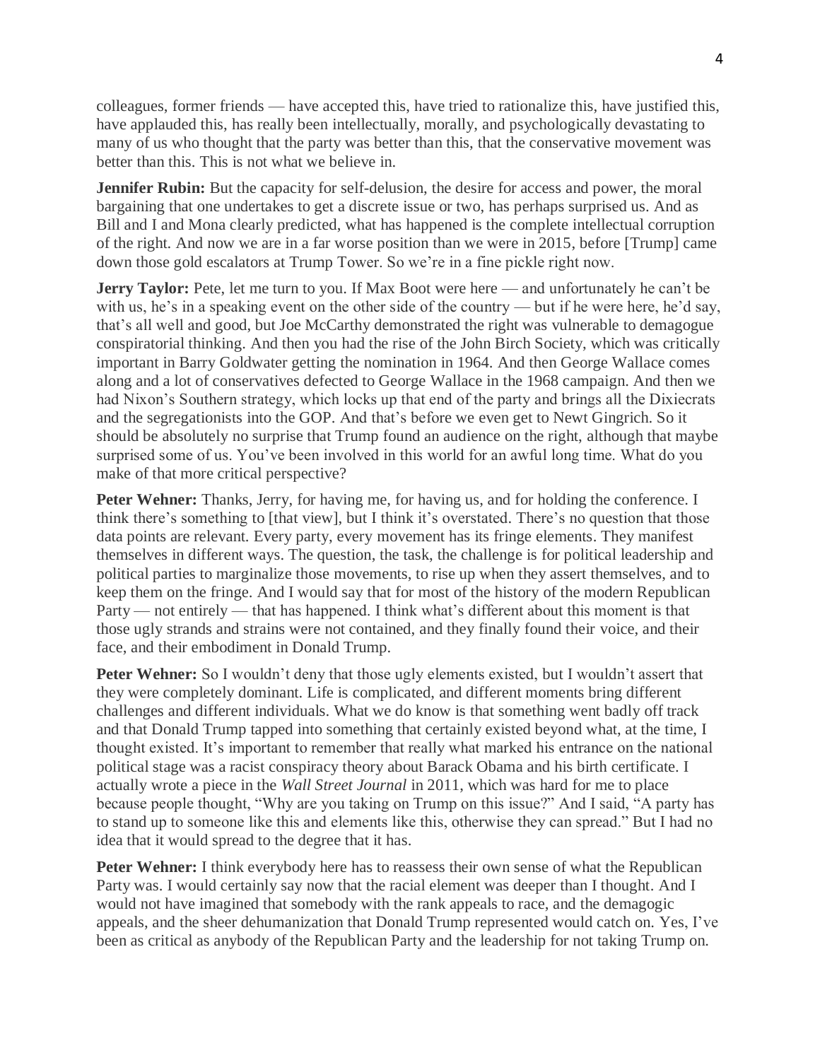colleagues, former friends — have accepted this, have tried to rationalize this, have justified this, have applauded this, has really been intellectually, morally, and psychologically devastating to many of us who thought that the party was better than this, that the conservative movement was better than this. This is not what we believe in.

**Jennifer Rubin:** But the capacity for self-delusion, the desire for access and power, the moral bargaining that one undertakes to get a discrete issue or two, has perhaps surprised us. And as Bill and I and Mona clearly predicted, what has happened is the complete intellectual corruption of the right. And now we are in a far worse position than we were in 2015, before [Trump] came down those gold escalators at Trump Tower. So we're in a fine pickle right now.

**Jerry Taylor:** Pete, let me turn to you. If Max Boot were here — and unfortunately he can't be with us, he's in a speaking event on the other side of the country — but if he were here, he'd say, that's all well and good, but Joe McCarthy demonstrated the right was vulnerable to demagogue conspiratorial thinking. And then you had the rise of the John Birch Society, which was critically important in Barry Goldwater getting the nomination in 1964. And then George Wallace comes along and a lot of conservatives defected to George Wallace in the 1968 campaign. And then we had Nixon's Southern strategy, which locks up that end of the party and brings all the Dixiecrats and the segregationists into the GOP. And that's before we even get to Newt Gingrich. So it should be absolutely no surprise that Trump found an audience on the right, although that maybe surprised some of us. You've been involved in this world for an awful long time. What do you make of that more critical perspective?

**Peter Wehner:** Thanks, Jerry, for having me, for having us, and for holding the conference. I think there's something to [that view], but I think it's overstated. There's no question that those data points are relevant. Every party, every movement has its fringe elements. They manifest themselves in different ways. The question, the task, the challenge is for political leadership and political parties to marginalize those movements, to rise up when they assert themselves, and to keep them on the fringe. And I would say that for most of the history of the modern Republican Party — not entirely — that has happened. I think what's different about this moment is that those ugly strands and strains were not contained, and they finally found their voice, and their face, and their embodiment in Donald Trump.

**Peter Wehner:** So I wouldn't deny that those ugly elements existed, but I wouldn't assert that they were completely dominant. Life is complicated, and different moments bring different challenges and different individuals. What we do know is that something went badly off track and that Donald Trump tapped into something that certainly existed beyond what, at the time, I thought existed. It's important to remember that really what marked his entrance on the national political stage was a racist conspiracy theory about Barack Obama and his birth certificate. I actually wrote a piece in the *Wall Street Journal* in 2011, which was hard for me to place because people thought, "Why are you taking on Trump on this issue?" And I said, "A party has to stand up to someone like this and elements like this, otherwise they can spread." But I had no idea that it would spread to the degree that it has.

**Peter Wehner:** I think everybody here has to reassess their own sense of what the Republican Party was. I would certainly say now that the racial element was deeper than I thought. And I would not have imagined that somebody with the rank appeals to race, and the demagogic appeals, and the sheer dehumanization that Donald Trump represented would catch on. Yes, I've been as critical as anybody of the Republican Party and the leadership for not taking Trump on.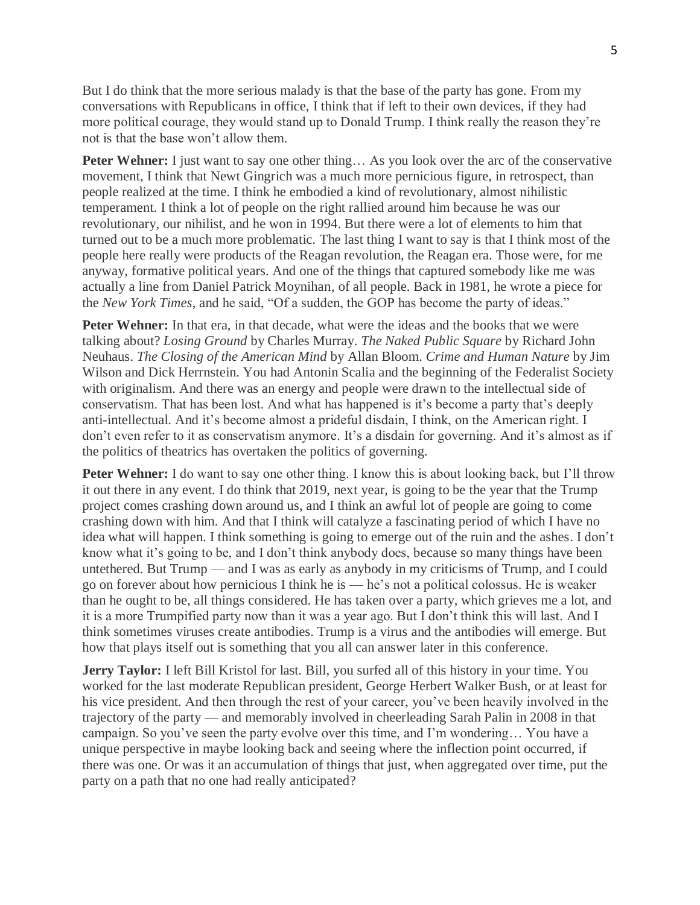But I do think that the more serious malady is that the base of the party has gone. From my conversations with Republicans in office, I think that if left to their own devices, if they had more political courage, they would stand up to Donald Trump. I think really the reason they're not is that the base won't allow them.

**Peter Wehner:** I just want to say one other thing… As you look over the arc of the conservative movement, I think that Newt Gingrich was a much more pernicious figure, in retrospect, than people realized at the time. I think he embodied a kind of revolutionary, almost nihilistic temperament. I think a lot of people on the right rallied around him because he was our revolutionary, our nihilist, and he won in 1994. But there were a lot of elements to him that turned out to be a much more problematic. The last thing I want to say is that I think most of the people here really were products of the Reagan revolution, the Reagan era. Those were, for me anyway, formative political years. And one of the things that captured somebody like me was actually a line from Daniel Patrick Moynihan, of all people. Back in 1981, he wrote a piece for the *New York Times*, and he said, "Of a sudden, the GOP has become the party of ideas."

**Peter Wehner:** In that era, in that decade, what were the ideas and the books that we were talking about? *Losing Ground* by Charles Murray. *The Naked Public Square* by Richard John Neuhaus. *The Closing of the American Mind* by Allan Bloom. *Crime and Human Nature* by Jim Wilson and Dick Herrnstein. You had Antonin Scalia and the beginning of the Federalist Society with originalism. And there was an energy and people were drawn to the intellectual side of conservatism. That has been lost. And what has happened is it's become a party that's deeply anti-intellectual. And it's become almost a prideful disdain, I think, on the American right. I don't even refer to it as conservatism anymore. It's a disdain for governing. And it's almost as if the politics of theatrics has overtaken the politics of governing.

**Peter Wehner:** I do want to say one other thing. I know this is about looking back, but I'll throw it out there in any event. I do think that 2019, next year, is going to be the year that the Trump project comes crashing down around us, and I think an awful lot of people are going to come crashing down with him. And that I think will catalyze a fascinating period of which I have no idea what will happen. I think something is going to emerge out of the ruin and the ashes. I don't know what it's going to be, and I don't think anybody does, because so many things have been untethered. But Trump — and I was as early as anybody in my criticisms of Trump, and I could go on forever about how pernicious I think he is — he's not a political colossus. He is weaker than he ought to be, all things considered. He has taken over a party, which grieves me a lot, and it is a more Trumpified party now than it was a year ago. But I don't think this will last. And I think sometimes viruses create antibodies. Trump is a virus and the antibodies will emerge. But how that plays itself out is something that you all can answer later in this conference.

**Jerry Taylor:** I left Bill Kristol for last. Bill, you surfed all of this history in your time. You worked for the last moderate Republican president, George Herbert Walker Bush, or at least for his vice president. And then through the rest of your career, you've been heavily involved in the trajectory of the party — and memorably involved in cheerleading Sarah Palin in 2008 in that campaign. So you've seen the party evolve over this time, and I'm wondering… You have a unique perspective in maybe looking back and seeing where the inflection point occurred, if there was one. Or was it an accumulation of things that just, when aggregated over time, put the party on a path that no one had really anticipated?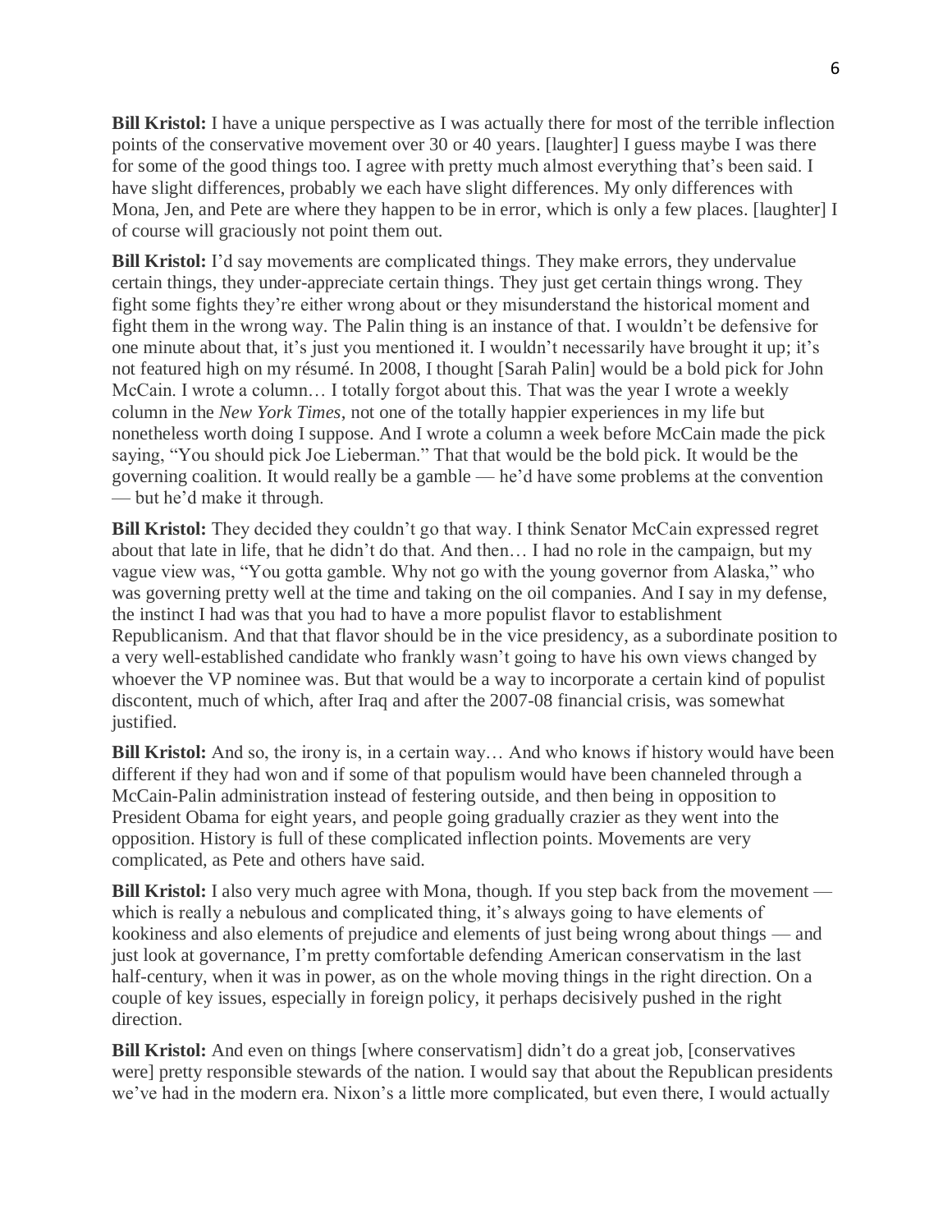**Bill Kristol:** I have a unique perspective as I was actually there for most of the terrible inflection points of the conservative movement over 30 or 40 years. [laughter] I guess maybe I was there for some of the good things too. I agree with pretty much almost everything that's been said. I have slight differences, probably we each have slight differences. My only differences with Mona, Jen, and Pete are where they happen to be in error, which is only a few places. [laughter] I of course will graciously not point them out.

**Bill Kristol:** I'd say movements are complicated things. They make errors, they undervalue certain things, they under-appreciate certain things. They just get certain things wrong. They fight some fights they're either wrong about or they misunderstand the historical moment and fight them in the wrong way. The Palin thing is an instance of that. I wouldn't be defensive for one minute about that, it's just you mentioned it. I wouldn't necessarily have brought it up; it's not featured high on my résumé. In 2008, I thought [Sarah Palin] would be a bold pick for John McCain. I wrote a column… I totally forgot about this. That was the year I wrote a weekly column in the *New York Times*, not one of the totally happier experiences in my life but nonetheless worth doing I suppose. And I wrote a column a week before McCain made the pick saying, "You should pick Joe Lieberman." That that would be the bold pick. It would be the governing coalition. It would really be a gamble — he'd have some problems at the convention — but he'd make it through.

**Bill Kristol:** They decided they couldn't go that way. I think Senator McCain expressed regret about that late in life, that he didn't do that. And then… I had no role in the campaign, but my vague view was, "You gotta gamble. Why not go with the young governor from Alaska," who was governing pretty well at the time and taking on the oil companies. And I say in my defense, the instinct I had was that you had to have a more populist flavor to establishment Republicanism. And that that flavor should be in the vice presidency, as a subordinate position to a very well-established candidate who frankly wasn't going to have his own views changed by whoever the VP nominee was. But that would be a way to incorporate a certain kind of populist discontent, much of which, after Iraq and after the 2007-08 financial crisis, was somewhat justified.

**Bill Kristol:** And so, the irony is, in a certain way… And who knows if history would have been different if they had won and if some of that populism would have been channeled through a McCain-Palin administration instead of festering outside, and then being in opposition to President Obama for eight years, and people going gradually crazier as they went into the opposition. History is full of these complicated inflection points. Movements are very complicated, as Pete and others have said.

**Bill Kristol:** I also very much agree with Mona, though. If you step back from the movement — which is really a nebulous and complicated thing, it's always going to have elements of kookiness and also elements of prejudice and elements of just being wrong about things — and just look at governance, I'm pretty comfortable defending American conservatism in the last half-century, when it was in power, as on the whole moving things in the right direction. On a couple of key issues, especially in foreign policy, it perhaps decisively pushed in the right direction.

**Bill Kristol:** And even on things [where conservatism] didn't do a great job, [conservatives were] pretty responsible stewards of the nation. I would say that about the Republican presidents we've had in the modern era. Nixon's a little more complicated, but even there, I would actually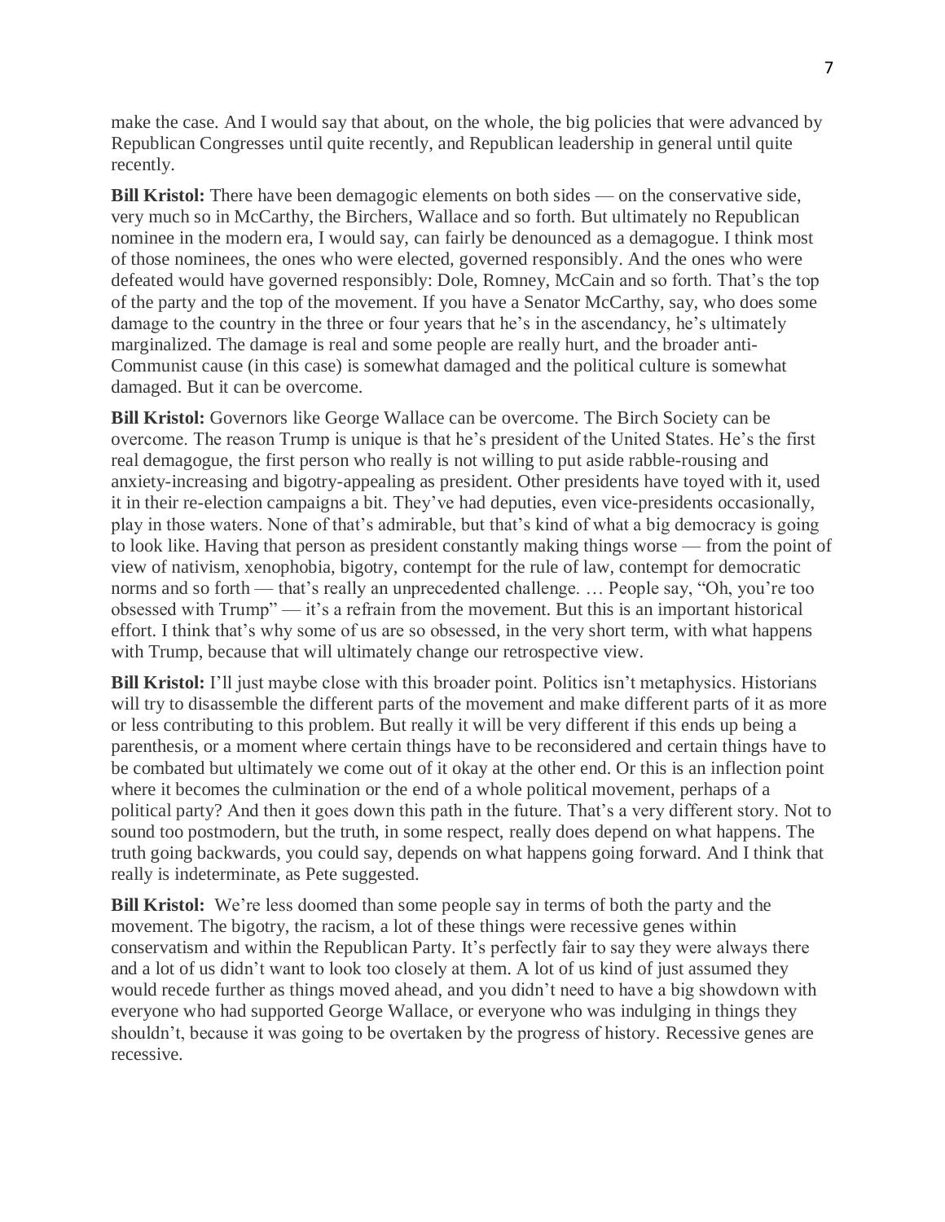make the case. And I would say that about, on the whole, the big policies that were advanced by Republican Congresses until quite recently, and Republican leadership in general until quite recently.

**Bill Kristol:** There have been demagogic elements on both sides — on the conservative side, very much so in McCarthy, the Birchers, Wallace and so forth. But ultimately no Republican nominee in the modern era, I would say, can fairly be denounced as a demagogue. I think most of those nominees, the ones who were elected, governed responsibly. And the ones who were defeated would have governed responsibly: Dole, Romney, McCain and so forth. That's the top of the party and the top of the movement. If you have a Senator McCarthy, say, who does some damage to the country in the three or four years that he's in the ascendancy, he's ultimately marginalized. The damage is real and some people are really hurt, and the broader anti-Communist cause (in this case) is somewhat damaged and the political culture is somewhat damaged. But it can be overcome.

**Bill Kristol:** Governors like George Wallace can be overcome. The Birch Society can be overcome. The reason Trump is unique is that he's president of the United States. He's the first real demagogue, the first person who really is not willing to put aside rabble-rousing and anxiety-increasing and bigotry-appealing as president. Other presidents have toyed with it, used it in their re-election campaigns a bit. They've had deputies, even vice-presidents occasionally, play in those waters. None of that's admirable, but that's kind of what a big democracy is going to look like. Having that person as president constantly making things worse — from the point of view of nativism, xenophobia, bigotry, contempt for the rule of law, contempt for democratic norms and so forth — that's really an unprecedented challenge. … People say, "Oh, you're too obsessed with Trump" — it's a refrain from the movement. But this is an important historical effort. I think that's why some of us are so obsessed, in the very short term, with what happens with Trump, because that will ultimately change our retrospective view.

**Bill Kristol:** I'll just maybe close with this broader point. Politics isn't metaphysics. Historians will try to disassemble the different parts of the movement and make different parts of it as more or less contributing to this problem. But really it will be very different if this ends up being a parenthesis, or a moment where certain things have to be reconsidered and certain things have to be combated but ultimately we come out of it okay at the other end. Or this is an inflection point where it becomes the culmination or the end of a whole political movement, perhaps of a political party? And then it goes down this path in the future. That's a very different story. Not to sound too postmodern, but the truth, in some respect, really does depend on what happens. The truth going backwards, you could say, depends on what happens going forward. And I think that really is indeterminate, as Pete suggested.

**Bill Kristol:** We're less doomed than some people say in terms of both the party and the movement. The bigotry, the racism, a lot of these things were recessive genes within conservatism and within the Republican Party. It's perfectly fair to say they were always there and a lot of us didn't want to look too closely at them. A lot of us kind of just assumed they would recede further as things moved ahead, and you didn't need to have a big showdown with everyone who had supported George Wallace, or everyone who was indulging in things they shouldn't, because it was going to be overtaken by the progress of history. Recessive genes are recessive.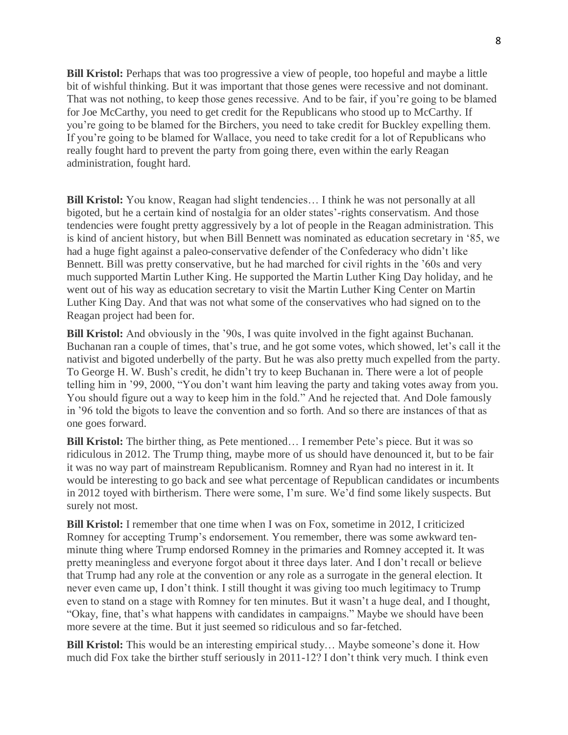**Bill Kristol:** Perhaps that was too progressive a view of people, too hopeful and maybe a little bit of wishful thinking. But it was important that those genes were recessive and not dominant. That was not nothing, to keep those genes recessive. And to be fair, if you're going to be blamed for Joe McCarthy, you need to get credit for the Republicans who stood up to McCarthy. If you're going to be blamed for the Birchers, you need to take credit for Buckley expelling them. If you're going to be blamed for Wallace, you need to take credit for a lot of Republicans who really fought hard to prevent the party from going there, even within the early Reagan administration, fought hard.

**Bill Kristol:** You know, Reagan had slight tendencies… I think he was not personally at all bigoted, but he a certain kind of nostalgia for an older states'-rights conservatism. And those tendencies were fought pretty aggressively by a lot of people in the Reagan administration. This is kind of ancient history, but when Bill Bennett was nominated as education secretary in '85, we had a huge fight against a paleo-conservative defender of the Confederacy who didn't like Bennett. Bill was pretty conservative, but he had marched for civil rights in the '60s and very much supported Martin Luther King. He supported the Martin Luther King Day holiday, and he went out of his way as education secretary to visit the Martin Luther King Center on Martin Luther King Day. And that was not what some of the conservatives who had signed on to the Reagan project had been for.

**Bill Kristol:** And obviously in the '90s, I was quite involved in the fight against Buchanan. Buchanan ran a couple of times, that's true, and he got some votes, which showed, let's call it the nativist and bigoted underbelly of the party. But he was also pretty much expelled from the party. To George H. W. Bush's credit, he didn't try to keep Buchanan in. There were a lot of people telling him in '99, 2000, "You don't want him leaving the party and taking votes away from you. You should figure out a way to keep him in the fold." And he rejected that. And Dole famously in '96 told the bigots to leave the convention and so forth. And so there are instances of that as one goes forward.

**Bill Kristol:** The birther thing, as Pete mentioned… I remember Pete's piece. But it was so ridiculous in 2012. The Trump thing, maybe more of us should have denounced it, but to be fair it was no way part of mainstream Republicanism. Romney and Ryan had no interest in it. It would be interesting to go back and see what percentage of Republican candidates or incumbents in 2012 toyed with birtherism. There were some, I'm sure. We'd find some likely suspects. But surely not most.

**Bill Kristol:** I remember that one time when I was on Fox, sometime in 2012, I criticized Romney for accepting Trump's endorsement. You remember, there was some awkward ten-minute thing where Trump endorsed Romney in the primaries and Romney accepted it. It was pretty meaningless and everyone forgot about it three days later. And I don't recall or believe that Trump had any role at the convention or any role as a surrogate in the general election. It never even came up, I don't think. I still thought it was giving too much legitimacy to Trump even to stand on a stage with Romney for ten minutes. But it wasn't a huge deal, and I thought, "Okay, fine, that's what happens with candidates in campaigns." Maybe we should have been more severe at the time. But it just seemed so ridiculous and so far-fetched.

**Bill Kristol:** This would be an interesting empirical study… Maybe someone's done it. How much did Fox take the birther stuff seriously in 2011-12? I don't think very much. I think even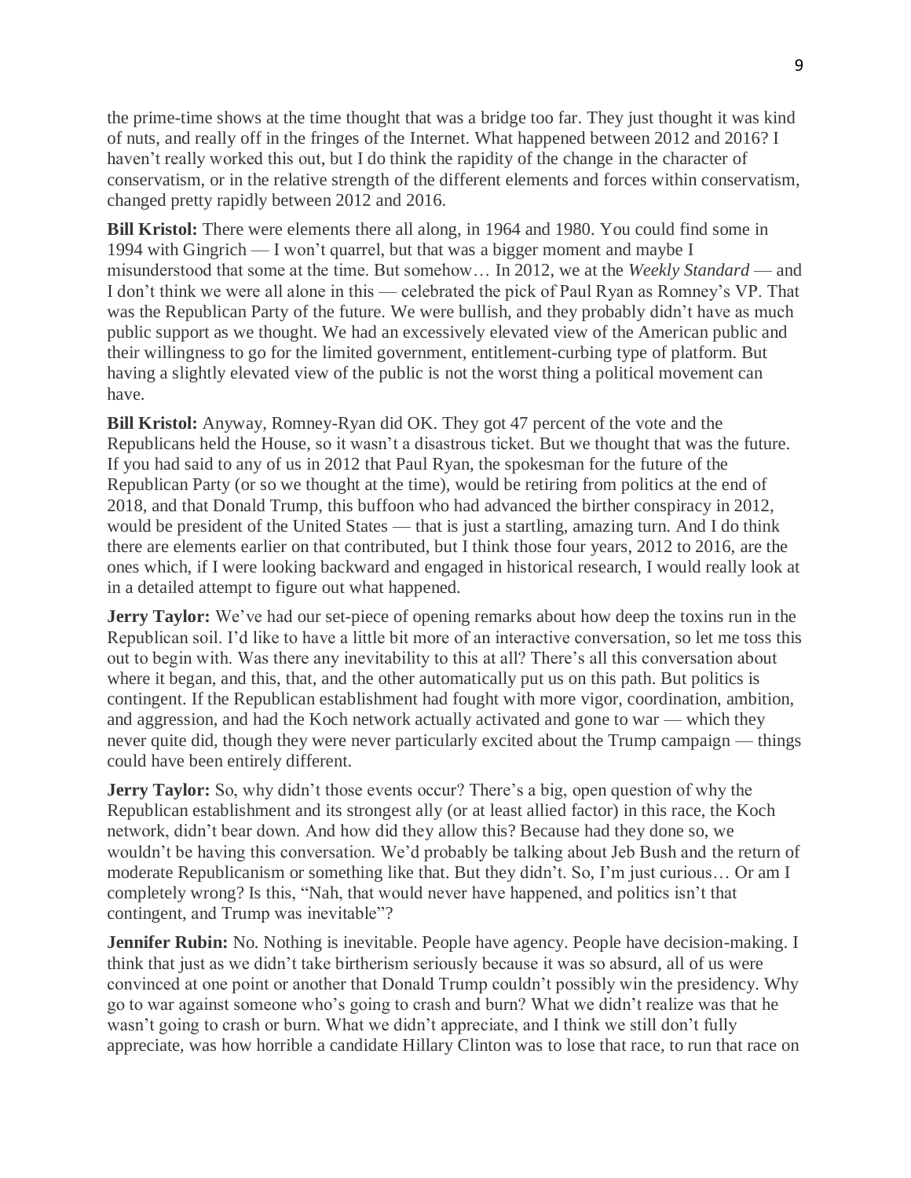the prime-time shows at the time thought that was a bridge too far. They just thought it was kind of nuts, and really off in the fringes of the Internet. What happened between 2012 and 2016? I haven't really worked this out, but I do think the rapidity of the change in the character of conservatism, or in the relative strength of the different elements and forces within conservatism, changed pretty rapidly between 2012 and 2016.

**Bill Kristol:** There were elements there all along, in 1964 and 1980. You could find some in 1994 with Gingrich — I won't quarrel, but that was a bigger moment and maybe I misunderstood that some at the time. But somehow… In 2012, we at the *Weekly Standard* — and I don't think we were all alone in this — celebrated the pick of Paul Ryan as Romney's VP. That was the Republican Party of the future. We were bullish, and they probably didn't have as much public support as we thought. We had an excessively elevated view of the American public and their willingness to go for the limited government, entitlement-curbing type of platform. But having a slightly elevated view of the public is not the worst thing a political movement can have.

**Bill Kristol:** Anyway, Romney-Ryan did OK. They got 47 percent of the vote and the Republicans held the House, so it wasn't a disastrous ticket. But we thought that was the future. If you had said to any of us in 2012 that Paul Ryan, the spokesman for the future of the Republican Party (or so we thought at the time), would be retiring from politics at the end of 2018, and that Donald Trump, this buffoon who had advanced the birther conspiracy in 2012, would be president of the United States — that is just a startling, amazing turn. And I do think there are elements earlier on that contributed, but I think those four years, 2012 to 2016, are the ones which, if I were looking backward and engaged in historical research, I would really look at in a detailed attempt to figure out what happened.

**Jerry Taylor:** We've had our set-piece of opening remarks about how deep the toxins run in the Republican soil. I'd like to have a little bit more of an interactive conversation, so let me toss this out to begin with. Was there any inevitability to this at all? There's all this conversation about where it began, and this, that, and the other automatically put us on this path. But politics is contingent. If the Republican establishment had fought with more vigor, coordination, ambition, and aggression, and had the Koch network actually activated and gone to war — which they never quite did, though they were never particularly excited about the Trump campaign — things could have been entirely different.

**Jerry Taylor:** So, why didn't those events occur? There's a big, open question of why the Republican establishment and its strongest ally (or at least allied factor) in this race, the Koch network, didn't bear down. And how did they allow this? Because had they done so, we wouldn't be having this conversation. We'd probably be talking about Jeb Bush and the return of moderate Republicanism or something like that. But they didn't. So, I'm just curious… Or am I completely wrong? Is this, "Nah, that would never have happened, and politics isn't that contingent, and Trump was inevitable"?

**Jennifer Rubin:** No. Nothing is inevitable. People have agency. People have decision-making. I think that just as we didn't take birtherism seriously because it was so absurd, all of us were convinced at one point or another that Donald Trump couldn't possibly win the presidency. Why go to war against someone who's going to crash and burn? What we didn't realize was that he wasn't going to crash or burn. What we didn't appreciate, and I think we still don't fully appreciate, was how horrible a candidate Hillary Clinton was to lose that race, to run that race on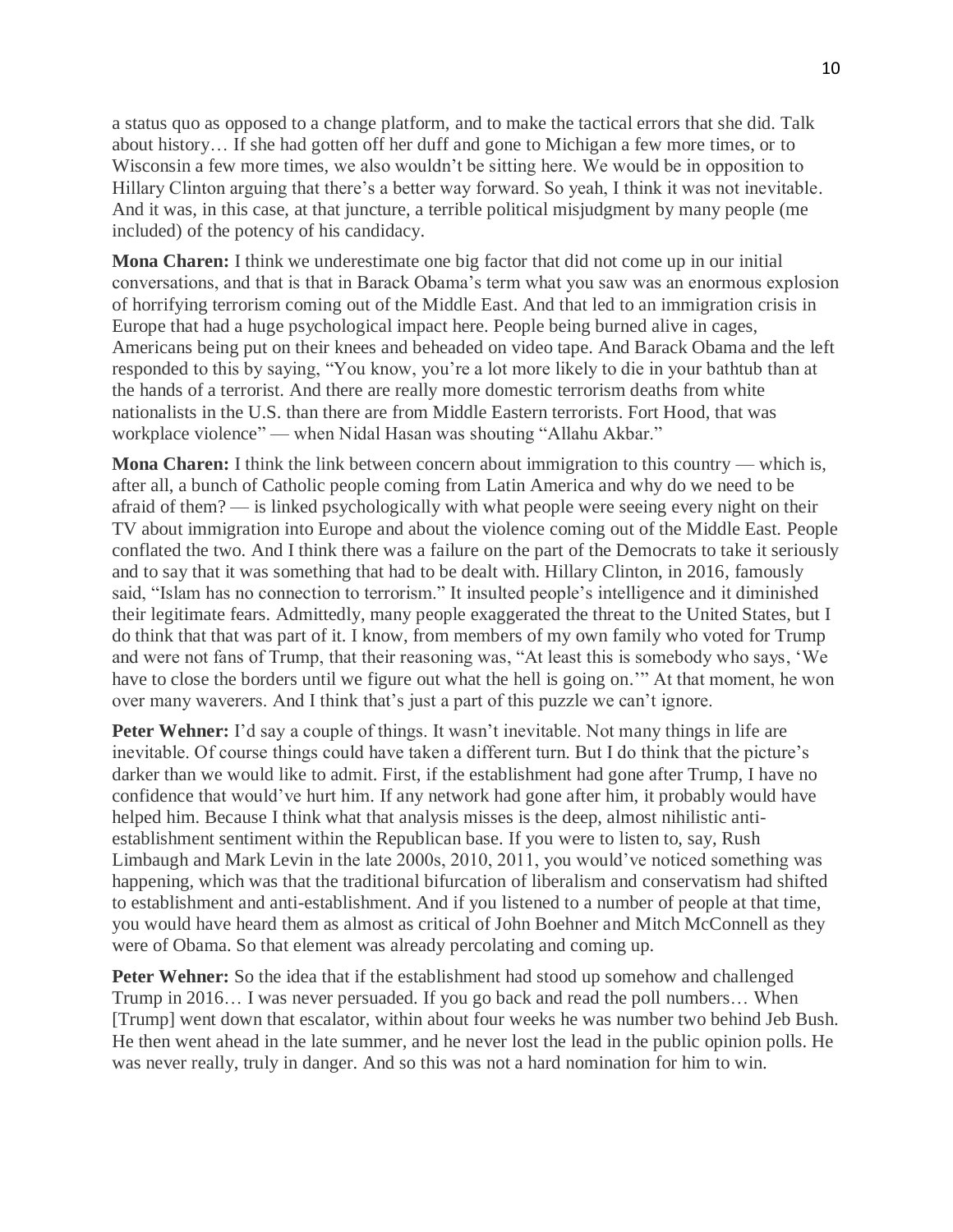a status quo as opposed to a change platform, and to make the tactical errors that she did. Talk about history… If she had gotten off her duff and gone to Michigan a few more times, or to Wisconsin a few more times, we also wouldn't be sitting here. We would be in opposition to Hillary Clinton arguing that there's a better way forward. So yeah, I think it was not inevitable. And it was, in this case, at that juncture, a terrible political misjudgment by many people (me included) of the potency of his candidacy.

**Mona Charen:** I think we underestimate one big factor that did not come up in our initial conversations, and that is that in Barack Obama's term what you saw was an enormous explosion of horrifying terrorism coming out of the Middle East. And that led to an immigration crisis in Europe that had a huge psychological impact here. People being burned alive in cages, Americans being put on their knees and beheaded on video tape. And Barack Obama and the left responded to this by saying, "You know, you're a lot more likely to die in your bathtub than at the hands of a terrorist. And there are really more domestic terrorism deaths from white nationalists in the U.S. than there are from Middle Eastern terrorists. Fort Hood, that was workplace violence" — when Nidal Hasan was shouting "Allahu Akbar."

**Mona Charen:** I think the link between concern about immigration to this country — which is, after all, a bunch of Catholic people coming from Latin America and why do we need to be afraid of them? — is linked psychologically with what people were seeing every night on their TV about immigration into Europe and about the violence coming out of the Middle East. People conflated the two. And I think there was a failure on the part of the Democrats to take it seriously and to say that it was something that had to be dealt with. Hillary Clinton, in 2016, famously said, "Islam has no connection to terrorism." It insulted people's intelligence and it diminished their legitimate fears. Admittedly, many people exaggerated the threat to the United States, but I do think that that was part of it. I know, from members of my own family who voted for Trump and were not fans of Trump, that their reasoning was, "At least this is somebody who says, 'We have to close the borders until we figure out what the hell is going on.'" At that moment, he won over many waverers. And I think that's just a part of this puzzle we can't ignore.

**Peter Wehner:** I'd say a couple of things. It wasn't inevitable. Not many things in life are inevitable. Of course things could have taken a different turn. But I do think that the picture's darker than we would like to admit. First, if the establishment had gone after Trump, I have no confidence that would've hurt him. If any network had gone after him, it probably would have helped him. Because I think what that analysis misses is the deep, almost nihilistic anti-establishment sentiment within the Republican base. If you were to listen to, say, Rush Limbaugh and Mark Levin in the late 2000s, 2010, 2011, you would've noticed something was happening, which was that the traditional bifurcation of liberalism and conservatism had shifted to establishment and anti-establishment. And if you listened to a number of people at that time, you would have heard them as almost as critical of John Boehner and Mitch McConnell as they were of Obama. So that element was already percolating and coming up.

**Peter Wehner:** So the idea that if the establishment had stood up somehow and challenged Trump in 2016… I was never persuaded. If you go back and read the poll numbers… When [Trump] went down that escalator, within about four weeks he was number two behind Jeb Bush. He then went ahead in the late summer, and he never lost the lead in the public opinion polls. He was never really, truly in danger. And so this was not a hard nomination for him to win.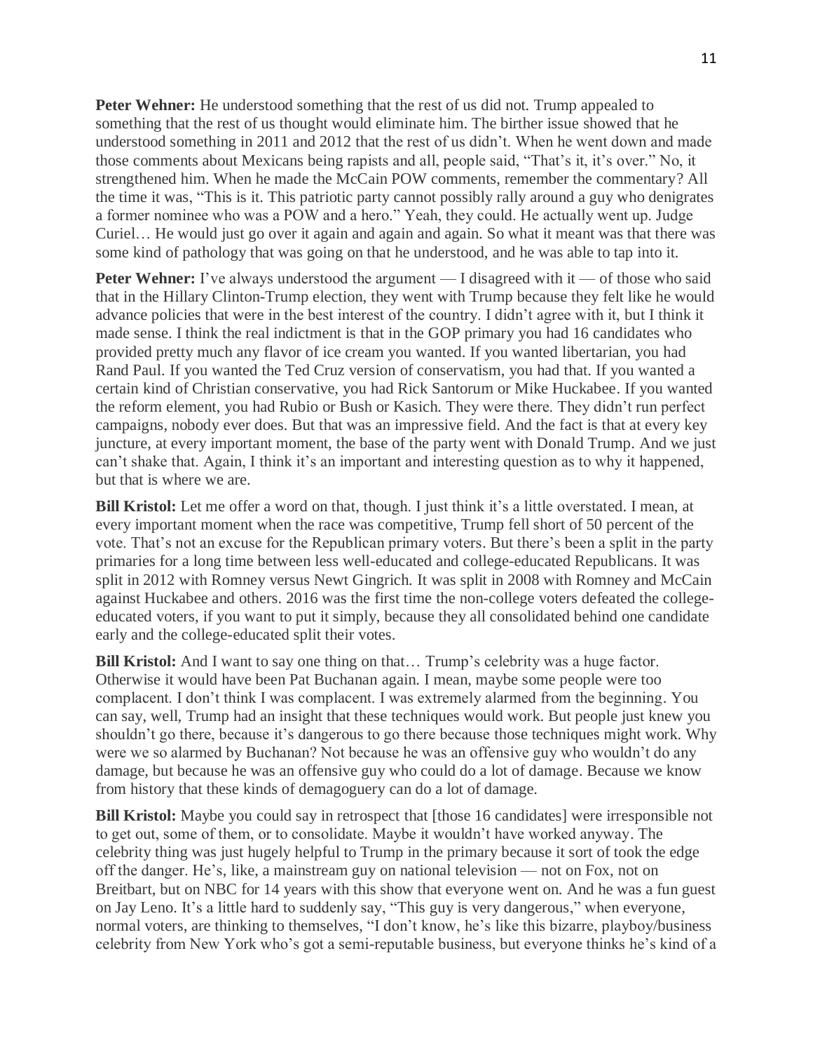**Peter Wehner:** He understood something that the rest of us did not. Trump appealed to something that the rest of us thought would eliminate him. The birther issue showed that he understood something in 2011 and 2012 that the rest of us didn't. When he went down and made those comments about Mexicans being rapists and all, people said, "That's it, it's over." No, it strengthened him. When he made the McCain POW comments, remember the commentary? All the time it was, "This is it. This patriotic party cannot possibly rally around a guy who denigrates a former nominee who was a POW and a hero." Yeah, they could. He actually went up. Judge Curiel… He would just go over it again and again and again. So what it meant was that there was some kind of pathology that was going on that he understood, and he was able to tap into it.

**Peter Wehner:** I've always understood the argument — I disagreed with it — of those who said that in the Hillary Clinton-Trump election, they went with Trump because they felt like he would advance policies that were in the best interest of the country. I didn't agree with it, but I think it made sense. I think the real indictment is that in the GOP primary you had 16 candidates who provided pretty much any flavor of ice cream you wanted. If you wanted libertarian, you had Rand Paul. If you wanted the Ted Cruz version of conservatism, you had that. If you wanted a certain kind of Christian conservative, you had Rick Santorum or Mike Huckabee. If you wanted the reform element, you had Rubio or Bush or Kasich. They were there. They didn't run perfect campaigns, nobody ever does. But that was an impressive field. And the fact is that at every key juncture, at every important moment, the base of the party went with Donald Trump. And we just can't shake that. Again, I think it's an important and interesting question as to why it happened, but that is where we are.

**Bill Kristol:** Let me offer a word on that, though. I just think it's a little overstated. I mean, at every important moment when the race was competitive, Trump fell short of 50 percent of the vote. That's not an excuse for the Republican primary voters. But there's been a split in the party primaries for a long time between less well-educated and college-educated Republicans. It was split in 2012 with Romney versus Newt Gingrich. It was split in 2008 with Romney and McCain against Huckabee and others. 2016 was the first time the non-college voters defeated the college-educated voters, if you want to put it simply, because they all consolidated behind one candidate early and the college-educated split their votes.

**Bill Kristol:** And I want to say one thing on that… Trump's celebrity was a huge factor. Otherwise it would have been Pat Buchanan again. I mean, maybe some people were too complacent. I don't think I was complacent. I was extremely alarmed from the beginning. You can say, well, Trump had an insight that these techniques would work. But people just knew you shouldn't go there, because it's dangerous to go there because those techniques might work. Why were we so alarmed by Buchanan? Not because he was an offensive guy who wouldn't do any damage, but because he was an offensive guy who could do a lot of damage. Because we know from history that these kinds of demagoguery can do a lot of damage.

**Bill Kristol:** Maybe you could say in retrospect that [those 16 candidates] were irresponsible not to get out, some of them, or to consolidate. Maybe it wouldn't have worked anyway. The celebrity thing was just hugely helpful to Trump in the primary because it sort of took the edge off the danger. He's, like, a mainstream guy on national television — not on Fox, not on Breitbart, but on NBC for 14 years with this show that everyone went on. And he was a fun guest on Jay Leno. It's a little hard to suddenly say, "This guy is very dangerous," when everyone, normal voters, are thinking to themselves, "I don't know, he's like this bizarre, playboy/business celebrity from New York who's got a semi-reputable business, but everyone thinks he's kind of a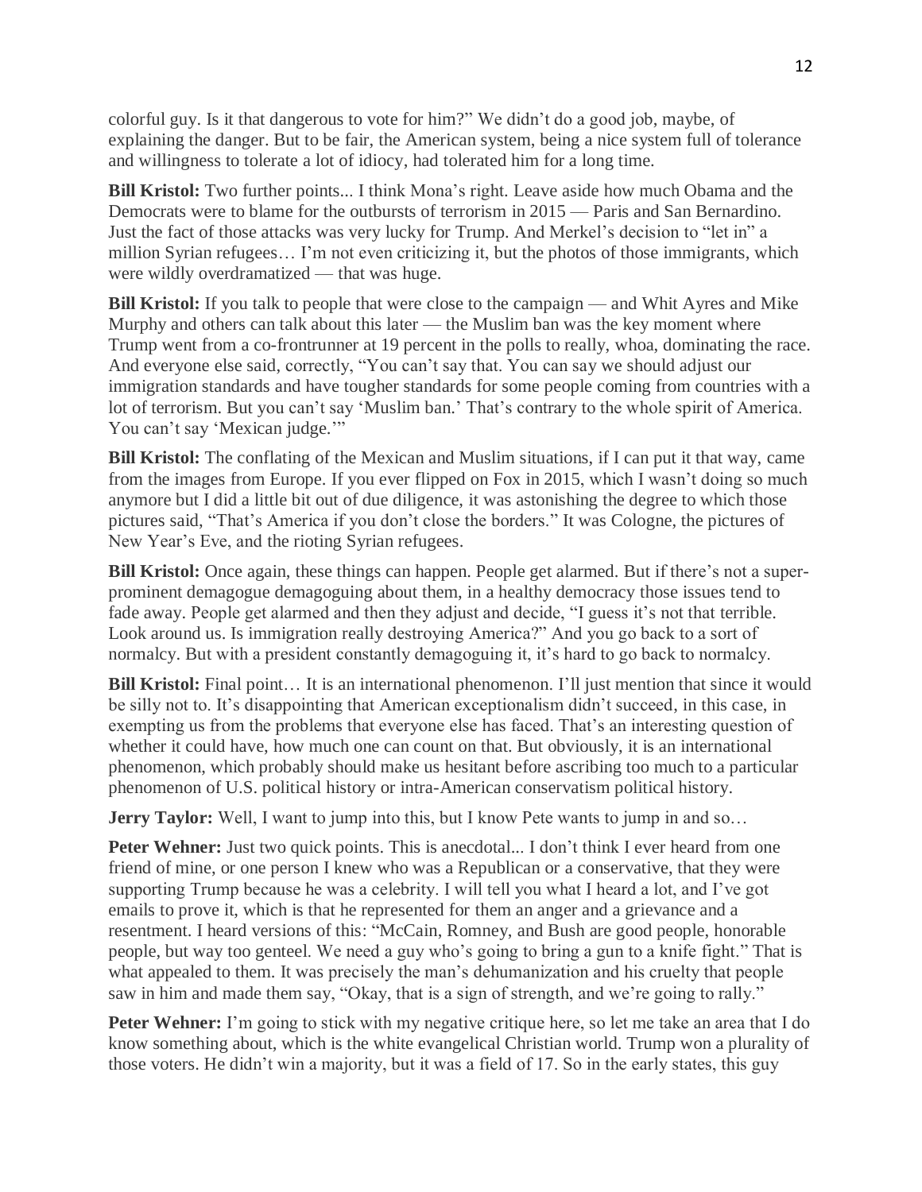colorful guy. Is it that dangerous to vote for him?" We didn't do a good job, maybe, of explaining the danger. But to be fair, the American system, being a nice system full of tolerance and willingness to tolerate a lot of idiocy, had tolerated him for a long time.

**Bill Kristol:** Two further points... I think Mona's right. Leave aside how much Obama and the Democrats were to blame for the outbursts of terrorism in 2015 — Paris and San Bernardino. Just the fact of those attacks was very lucky for Trump. And Merkel's decision to "let in" a million Syrian refugees… I'm not even criticizing it, but the photos of those immigrants, which were wildly overdramatized — that was huge.

**Bill Kristol:** If you talk to people that were close to the campaign — and Whit Ayres and Mike Murphy and others can talk about this later — the Muslim ban was the key moment where Trump went from a co-frontrunner at 19 percent in the polls to really, whoa, dominating the race. And everyone else said, correctly, "You can't say that. You can say we should adjust our immigration standards and have tougher standards for some people coming from countries with a lot of terrorism. But you can't say 'Muslim ban.' That's contrary to the whole spirit of America. You can't say 'Mexican judge.'"

**Bill Kristol:** The conflating of the Mexican and Muslim situations, if I can put it that way, came from the images from Europe. If you ever flipped on Fox in 2015, which I wasn't doing so much anymore but I did a little bit out of due diligence, it was astonishing the degree to which those pictures said, "That's America if you don't close the borders." It was Cologne, the pictures of New Year's Eve, and the rioting Syrian refugees.

**Bill Kristol:** Once again, these things can happen. People get alarmed. But if there's not a super-prominent demagogue demagoguing about them, in a healthy democracy those issues tend to fade away. People get alarmed and then they adjust and decide, "I guess it's not that terrible. Look around us. Is immigration really destroying America?" And you go back to a sort of normalcy. But with a president constantly demagoguing it, it's hard to go back to normalcy.

**Bill Kristol:** Final point… It is an international phenomenon. I'll just mention that since it would be silly not to. It's disappointing that American exceptionalism didn't succeed, in this case, in exempting us from the problems that everyone else has faced. That's an interesting question of whether it could have, how much one can count on that. But obviously, it is an international phenomenon, which probably should make us hesitant before ascribing too much to a particular phenomenon of U.S. political history or intra-American conservatism political history.

**Jerry Taylor:** Well, I want to jump into this, but I know Pete wants to jump in and so…

**Peter Wehner:** Just two quick points. This is anecdotal... I don't think I ever heard from one friend of mine, or one person I knew who was a Republican or a conservative, that they were supporting Trump because he was a celebrity. I will tell you what I heard a lot, and I've got emails to prove it, which is that he represented for them an anger and a grievance and a resentment. I heard versions of this: "McCain, Romney, and Bush are good people, honorable people, but way too genteel. We need a guy who's going to bring a gun to a knife fight." That is what appealed to them. It was precisely the man's dehumanization and his cruelty that people saw in him and made them say, "Okay, that is a sign of strength, and we're going to rally."

**Peter Wehner:** I'm going to stick with my negative critique here, so let me take an area that I do know something about, which is the white evangelical Christian world. Trump won a plurality of those voters. He didn't win a majority, but it was a field of 17. So in the early states, this guy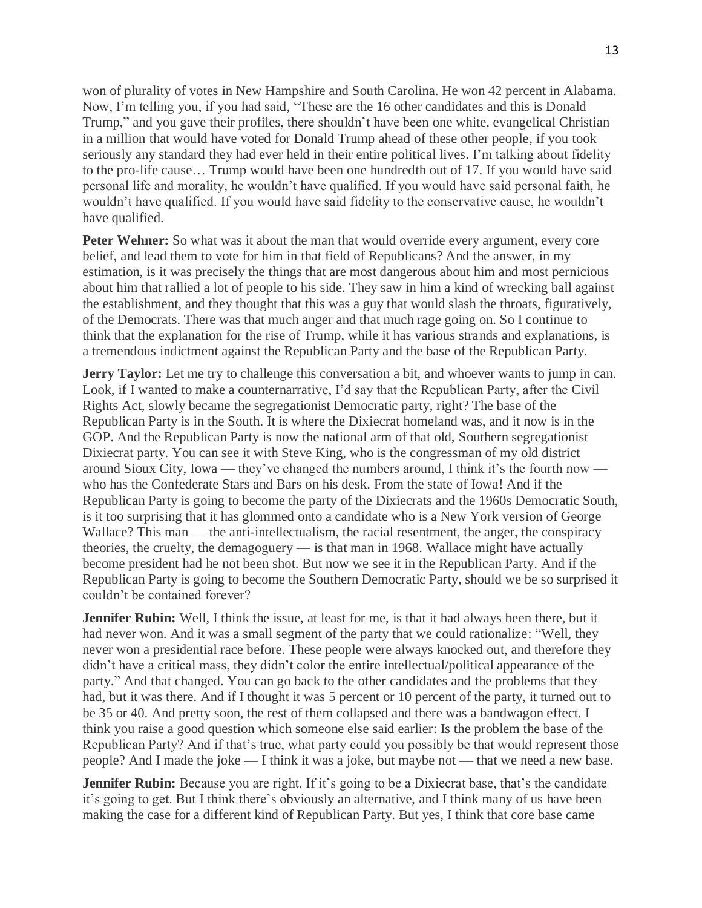won of plurality of votes in New Hampshire and South Carolina. He won 42 percent in Alabama. Now, I'm telling you, if you had said, "These are the 16 other candidates and this is Donald Trump," and you gave their profiles, there shouldn't have been one white, evangelical Christian in a million that would have voted for Donald Trump ahead of these other people, if you took seriously any standard they had ever held in their entire political lives. I'm talking about fidelity to the pro-life cause… Trump would have been one hundredth out of 17. If you would have said personal life and morality, he wouldn't have qualified. If you would have said personal faith, he wouldn't have qualified. If you would have said fidelity to the conservative cause, he wouldn't have qualified.

**Peter Wehner:** So what was it about the man that would override every argument, every core belief, and lead them to vote for him in that field of Republicans? And the answer, in my estimation, is it was precisely the things that are most dangerous about him and most pernicious about him that rallied a lot of people to his side. They saw in him a kind of wrecking ball against the establishment, and they thought that this was a guy that would slash the throats, figuratively, of the Democrats. There was that much anger and that much rage going on. So I continue to think that the explanation for the rise of Trump, while it has various strands and explanations, is a tremendous indictment against the Republican Party and the base of the Republican Party.

**Jerry Taylor:** Let me try to challenge this conversation a bit, and whoever wants to jump in can. Look, if I wanted to make a counternarrative, I'd say that the Republican Party, after the Civil Rights Act, slowly became the segregationist Democratic party, right? The base of the Republican Party is in the South. It is where the Dixiecrat homeland was, and it now is in the GOP. And the Republican Party is now the national arm of that old, Southern segregationist Dixiecrat party. You can see it with Steve King, who is the congressman of my old district around Sioux City, Iowa — they've changed the numbers around, I think it's the fourth now — who has the Confederate Stars and Bars on his desk. From the state of Iowa! And if the Republican Party is going to become the party of the Dixiecrats and the 1960s Democratic South, is it too surprising that it has glommed onto a candidate who is a New York version of George Wallace? This man — the anti-intellectualism, the racial resentment, the anger, the conspiracy theories, the cruelty, the demagoguery — is that man in 1968. Wallace might have actually become president had he not been shot. But now we see it in the Republican Party. And if the Republican Party is going to become the Southern Democratic Party, should we be so surprised it couldn't be contained forever?

**Jennifer Rubin:** Well, I think the issue, at least for me, is that it had always been there, but it had never won. And it was a small segment of the party that we could rationalize: "Well, they never won a presidential race before. These people were always knocked out, and therefore they didn't have a critical mass, they didn't color the entire intellectual/political appearance of the party." And that changed. You can go back to the other candidates and the problems that they had, but it was there. And if I thought it was 5 percent or 10 percent of the party, it turned out to be 35 or 40. And pretty soon, the rest of them collapsed and there was a bandwagon effect. I think you raise a good question which someone else said earlier: Is the problem the base of the Republican Party? And if that's true, what party could you possibly be that would represent those people? And I made the joke — I think it was a joke, but maybe not — that we need a new base.

**Jennifer Rubin:** Because you are right. If it's going to be a Dixiecrat base, that's the candidate it's going to get. But I think there's obviously an alternative, and I think many of us have been making the case for a different kind of Republican Party. But yes, I think that core base came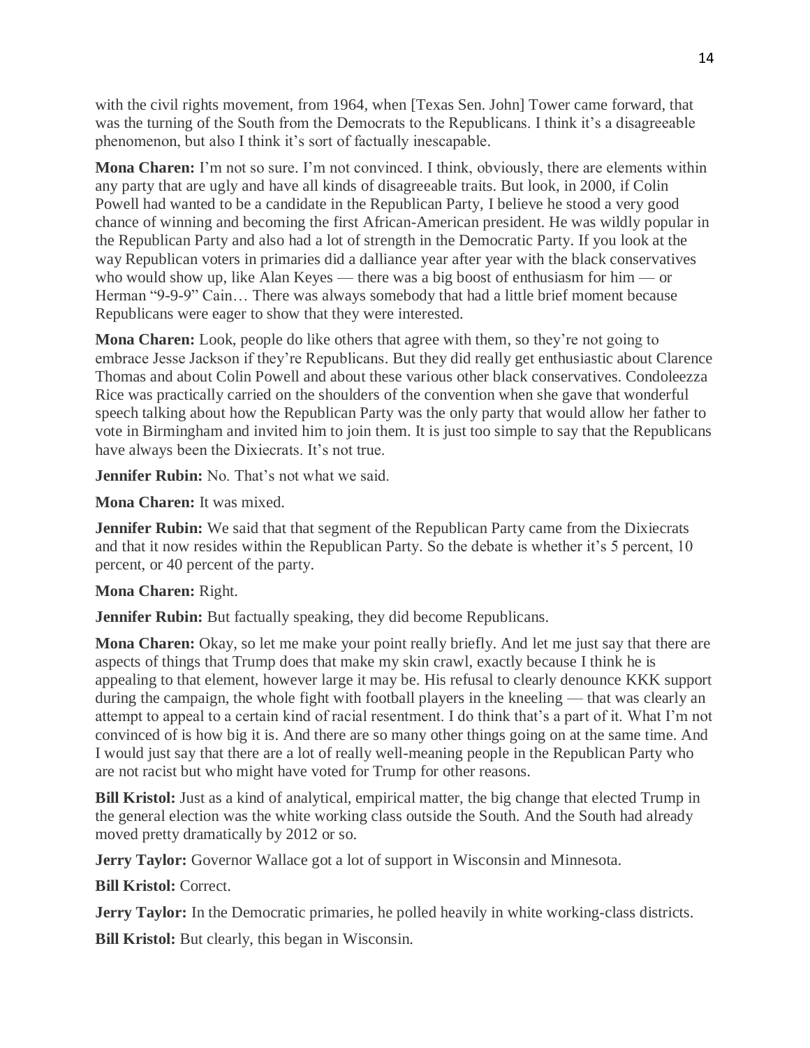with the civil rights movement, from 1964, when [Texas Sen. John] Tower came forward, that was the turning of the South from the Democrats to the Republicans. I think it's a disagreeable phenomenon, but also I think it's sort of factually inescapable.

**Mona Charen:** I'm not so sure. I'm not convinced. I think, obviously, there are elements within any party that are ugly and have all kinds of disagreeable traits. But look, in 2000, if Colin Powell had wanted to be a candidate in the Republican Party, I believe he stood a very good chance of winning and becoming the first African-American president. He was wildly popular in the Republican Party and also had a lot of strength in the Democratic Party. If you look at the way Republican voters in primaries did a dalliance year after year with the black conservatives who would show up, like Alan Keyes — there was a big boost of enthusiasm for him — or Herman "9-9-9" Cain… There was always somebody that had a little brief moment because Republicans were eager to show that they were interested.

**Mona Charen:** Look, people do like others that agree with them, so they're not going to embrace Jesse Jackson if they're Republicans. But they did really get enthusiastic about Clarence Thomas and about Colin Powell and about these various other black conservatives. Condoleezza Rice was practically carried on the shoulders of the convention when she gave that wonderful speech talking about how the Republican Party was the only party that would allow her father to vote in Birmingham and invited him to join them. It is just too simple to say that the Republicans have always been the Dixiecrats. It's not true.

**Jennifer Rubin:** No. That's not what we said.

**Mona Charen:** It was mixed.

**Jennifer Rubin:** We said that that segment of the Republican Party came from the Dixiecrats and that it now resides within the Republican Party. So the debate is whether it's 5 percent, 10 percent, or 40 percent of the party.

**Mona Charen:** Right.

**Jennifer Rubin:** But factually speaking, they did become Republicans.

**Mona Charen:** Okay, so let me make your point really briefly. And let me just say that there are aspects of things that Trump does that make my skin crawl, exactly because I think he is appealing to that element, however large it may be. His refusal to clearly denounce KKK support during the campaign, the whole fight with football players in the kneeling — that was clearly an attempt to appeal to a certain kind of racial resentment. I do think that's a part of it. What I'm not convinced of is how big it is. And there are so many other things going on at the same time. And I would just say that there are a lot of really well-meaning people in the Republican Party who are not racist but who might have voted for Trump for other reasons.

**Bill Kristol:** Just as a kind of analytical, empirical matter, the big change that elected Trump in the general election was the white working class outside the South. And the South had already moved pretty dramatically by 2012 or so.

**Jerry Taylor:** Governor Wallace got a lot of support in Wisconsin and Minnesota.

**Bill Kristol:** Correct.

**Jerry Taylor:** In the Democratic primaries, he polled heavily in white working-class districts.

**Bill Kristol:** But clearly, this began in Wisconsin.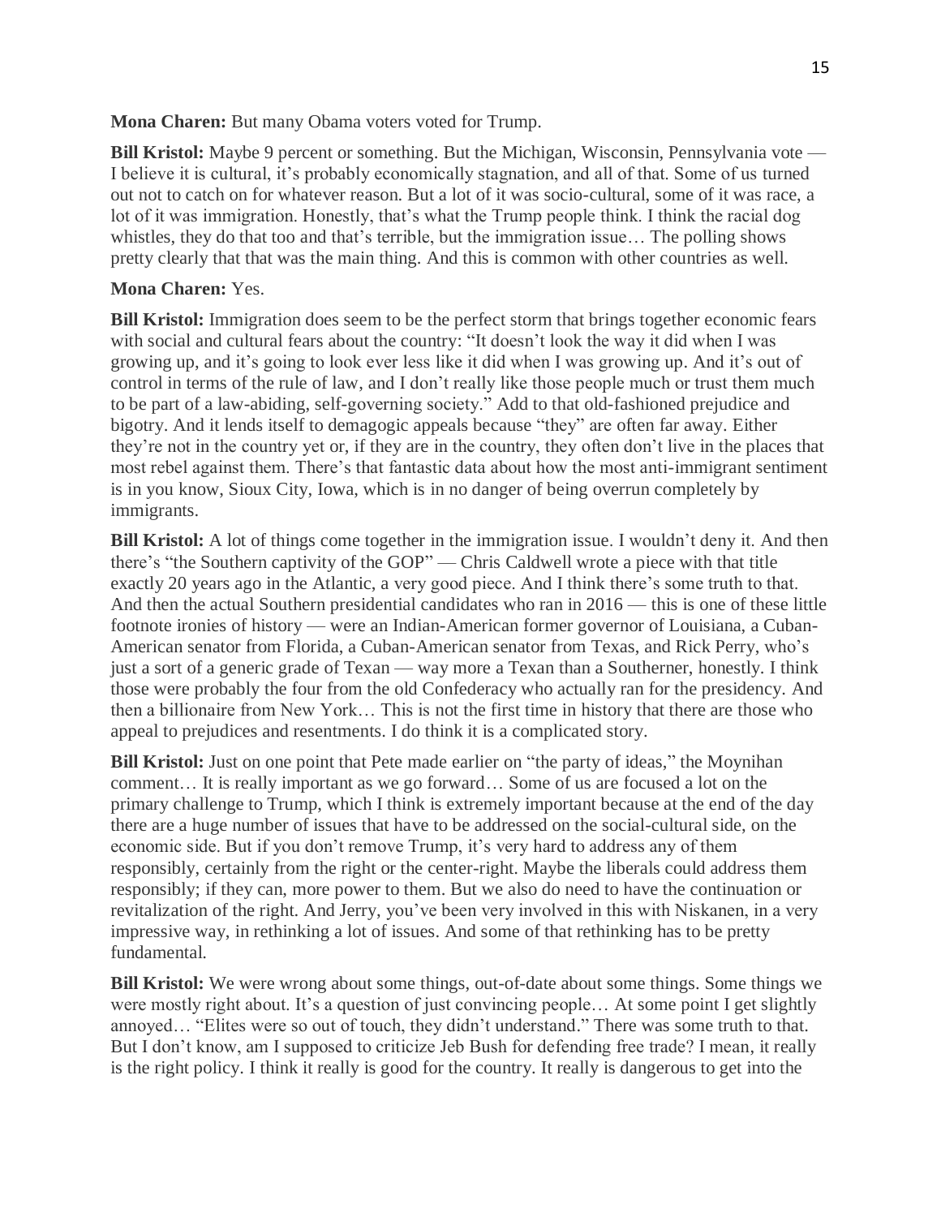**Mona Charen:** But many Obama voters voted for Trump.

**Bill Kristol:** Maybe 9 percent or something. But the Michigan, Wisconsin, Pennsylvania vote — I believe it is cultural, it's probably economically stagnation, and all of that. Some of us turned out not to catch on for whatever reason. But a lot of it was socio-cultural, some of it was race, a lot of it was immigration. Honestly, that's what the Trump people think. I think the racial dog whistles, they do that too and that's terrible, but the immigration issue… The polling shows pretty clearly that that was the main thing. And this is common with other countries as well.

**Mona Charen:** Yes.

**Bill Kristol:** Immigration does seem to be the perfect storm that brings together economic fears with social and cultural fears about the country: "It doesn't look the way it did when I was growing up, and it's going to look ever less like it did when I was growing up. And it's out of control in terms of the rule of law, and I don't really like those people much or trust them much to be part of a law-abiding, self-governing society." Add to that old-fashioned prejudice and bigotry. And it lends itself to demagogic appeals because "they" are often far away. Either they're not in the country yet or, if they are in the country, they often don't live in the places that most rebel against them. There's that fantastic data about how the most anti-immigrant sentiment is in you know, Sioux City, Iowa, which is in no danger of being overrun completely by immigrants.

**Bill Kristol:** A lot of things come together in the immigration issue. I wouldn't deny it. And then there's "the Southern captivity of the GOP" — Chris Caldwell wrote a piece with that title exactly 20 years ago in the Atlantic, a very good piece. And I think there's some truth to that. And then the actual Southern presidential candidates who ran in 2016 — this is one of these little footnote ironies of history — were an Indian-American former governor of Louisiana, a Cuban-American senator from Florida, a Cuban-American senator from Texas, and Rick Perry, who's just a sort of a generic grade of Texan — way more a Texan than a Southerner, honestly. I think those were probably the four from the old Confederacy who actually ran for the presidency. And then a billionaire from New York… This is not the first time in history that there are those who appeal to prejudices and resentments. I do think it is a complicated story.

**Bill Kristol:** Just on one point that Pete made earlier on "the party of ideas," the Moynihan comment… It is really important as we go forward… Some of us are focused a lot on the primary challenge to Trump, which I think is extremely important because at the end of the day there are a huge number of issues that have to be addressed on the social-cultural side, on the economic side. But if you don't remove Trump, it's very hard to address any of them responsibly, certainly from the right or the center-right. Maybe the liberals could address them responsibly; if they can, more power to them. But we also do need to have the continuation or revitalization of the right. And Jerry, you've been very involved in this with Niskanen, in a very impressive way, in rethinking a lot of issues. And some of that rethinking has to be pretty fundamental.

**Bill Kristol:** We were wrong about some things, out-of-date about some things. Some things we were mostly right about. It's a question of just convincing people… At some point I get slightly annoyed… "Elites were so out of touch, they didn't understand." There was some truth to that. But I don't know, am I supposed to criticize Jeb Bush for defending free trade? I mean, it really is the right policy. I think it really is good for the country. It really is dangerous to get into the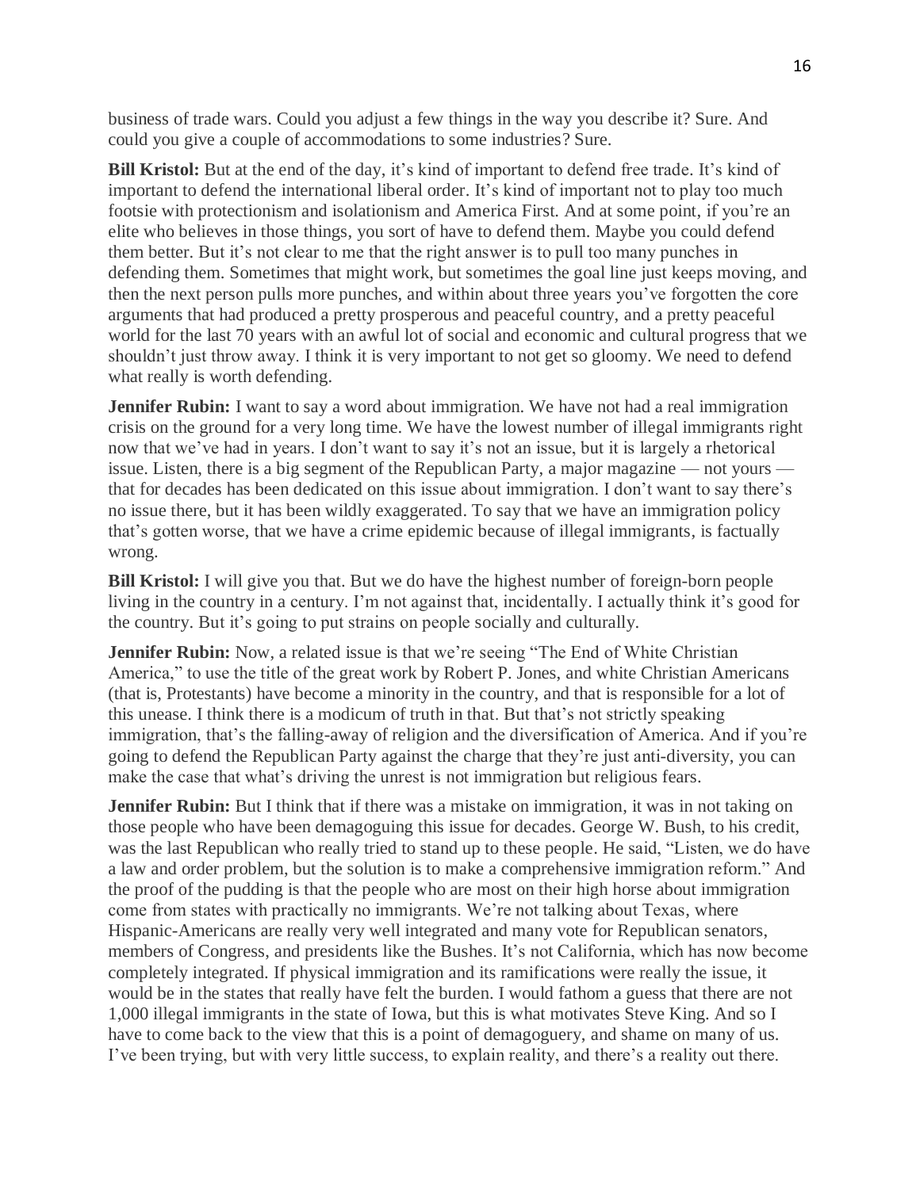business of trade wars. Could you adjust a few things in the way you describe it? Sure. And could you give a couple of accommodations to some industries? Sure.

**Bill Kristol:** But at the end of the day, it's kind of important to defend free trade. It's kind of important to defend the international liberal order. It's kind of important not to play too much footsie with protectionism and isolationism and America First. And at some point, if you're an elite who believes in those things, you sort of have to defend them. Maybe you could defend them better. But it's not clear to me that the right answer is to pull too many punches in defending them. Sometimes that might work, but sometimes the goal line just keeps moving, and then the next person pulls more punches, and within about three years you've forgotten the core arguments that had produced a pretty prosperous and peaceful country, and a pretty peaceful world for the last 70 years with an awful lot of social and economic and cultural progress that we shouldn't just throw away. I think it is very important to not get so gloomy. We need to defend what really is worth defending.

**Jennifer Rubin:** I want to say a word about immigration. We have not had a real immigration crisis on the ground for a very long time. We have the lowest number of illegal immigrants right now that we've had in years. I don't want to say it's not an issue, but it is largely a rhetorical issue. Listen, there is a big segment of the Republican Party, a major magazine — not yours — that for decades has been dedicated on this issue about immigration. I don't want to say there's no issue there, but it has been wildly exaggerated. To say that we have an immigration policy that's gotten worse, that we have a crime epidemic because of illegal immigrants, is factually wrong.

**Bill Kristol:** I will give you that. But we do have the highest number of foreign-born people living in the country in a century. I'm not against that, incidentally. I actually think it's good for the country. But it's going to put strains on people socially and culturally.

**Jennifer Rubin:** Now, a related issue is that we're seeing "The End of White Christian America," to use the title of the great work by Robert P. Jones, and white Christian Americans (that is, Protestants) have become a minority in the country, and that is responsible for a lot of this unease. I think there is a modicum of truth in that. But that's not strictly speaking immigration, that's the falling-away of religion and the diversification of America. And if you're going to defend the Republican Party against the charge that they're just anti-diversity, you can make the case that what's driving the unrest is not immigration but religious fears.

**Jennifer Rubin:** But I think that if there was a mistake on immigration, it was in not taking on those people who have been demagoguing this issue for decades. George W. Bush, to his credit, was the last Republican who really tried to stand up to these people. He said, "Listen, we do have a law and order problem, but the solution is to make a comprehensive immigration reform." And the proof of the pudding is that the people who are most on their high horse about immigration come from states with practically no immigrants. We're not talking about Texas, where Hispanic-Americans are really very well integrated and many vote for Republican senators, members of Congress, and presidents like the Bushes. It's not California, which has now become completely integrated. If physical immigration and its ramifications were really the issue, it would be in the states that really have felt the burden. I would fathom a guess that there are not 1,000 illegal immigrants in the state of Iowa, but this is what motivates Steve King. And so I have to come back to the view that this is a point of demagoguery, and shame on many of us. I've been trying, but with very little success, to explain reality, and there's a reality out there.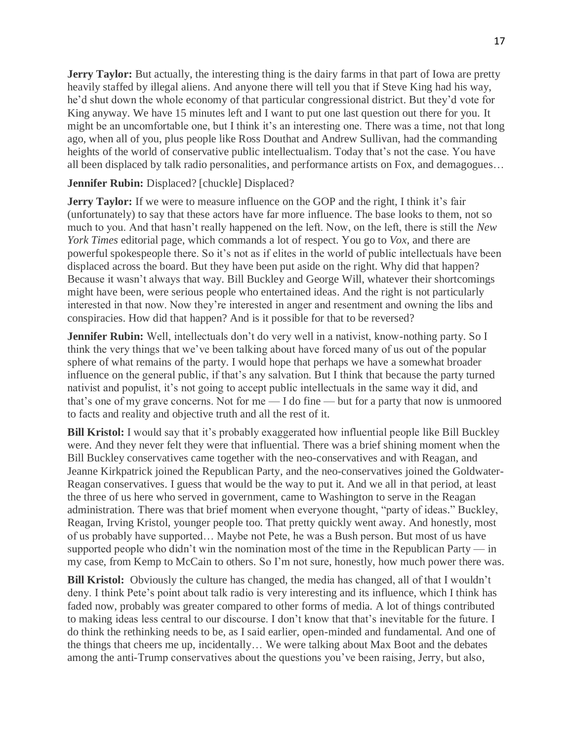**Jerry Taylor:** But actually, the interesting thing is the dairy farms in that part of Iowa are pretty heavily staffed by illegal aliens. And anyone there will tell you that if Steve King had his way, he'd shut down the whole economy of that particular congressional district. But they'd vote for King anyway. We have 15 minutes left and I want to put one last question out there for you. It might be an uncomfortable one, but I think it's an interesting one. There was a time, not that long ago, when all of you, plus people like Ross Douthat and Andrew Sullivan, had the commanding heights of the world of conservative public intellectualism. Today that's not the case. You have all been displaced by talk radio personalities, and performance artists on Fox, and demagogues…

**Jennifer Rubin:** Displaced? [chuckle] Displaced?

**Jerry Taylor:** If we were to measure influence on the GOP and the right, I think it's fair (unfortunately) to say that these actors have far more influence. The base looks to them, not so much to you. And that hasn't really happened on the left. Now, on the left, there is still the *New York Times* editorial page, which commands a lot of respect. You go to *Vox*, and there are powerful spokespeople there. So it's not as if elites in the world of public intellectuals have been displaced across the board. But they have been put aside on the right. Why did that happen? Because it wasn't always that way. Bill Buckley and George Will, whatever their shortcomings might have been, were serious people who entertained ideas. And the right is not particularly interested in that now. Now they're interested in anger and resentment and owning the libs and conspiracies. How did that happen? And is it possible for that to be reversed?

**Jennifer Rubin:** Well, intellectuals don't do very well in a nativist, know-nothing party. So I think the very things that we've been talking about have forced many of us out of the popular sphere of what remains of the party. I would hope that perhaps we have a somewhat broader influence on the general public, if that's any salvation. But I think that because the party turned nativist and populist, it's not going to accept public intellectuals in the same way it did, and that's one of my grave concerns. Not for me — I do fine — but for a party that now is unmoored to facts and reality and objective truth and all the rest of it.

**Bill Kristol:** I would say that it's probably exaggerated how influential people like Bill Buckley were. And they never felt they were that influential. There was a brief shining moment when the Bill Buckley conservatives came together with the neo-conservatives and with Reagan, and Jeanne Kirkpatrick joined the Republican Party, and the neo-conservatives joined the Goldwater-Reagan conservatives. I guess that would be the way to put it. And we all in that period, at least the three of us here who served in government, came to Washington to serve in the Reagan administration. There was that brief moment when everyone thought, "party of ideas." Buckley, Reagan, Irving Kristol, younger people too. That pretty quickly went away. And honestly, most of us probably have supported… Maybe not Pete, he was a Bush person. But most of us have supported people who didn't win the nomination most of the time in the Republican Party — in my case, from Kemp to McCain to others. So I'm not sure, honestly, how much power there was.

**Bill Kristol:** Obviously the culture has changed, the media has changed, all of that I wouldn't deny. I think Pete's point about talk radio is very interesting and its influence, which I think has faded now, probably was greater compared to other forms of media. A lot of things contributed to making ideas less central to our discourse. I don't know that that's inevitable for the future. I do think the rethinking needs to be, as I said earlier, open-minded and fundamental. And one of the things that cheers me up, incidentally… We were talking about Max Boot and the debates among the anti-Trump conservatives about the questions you've been raising, Jerry, but also,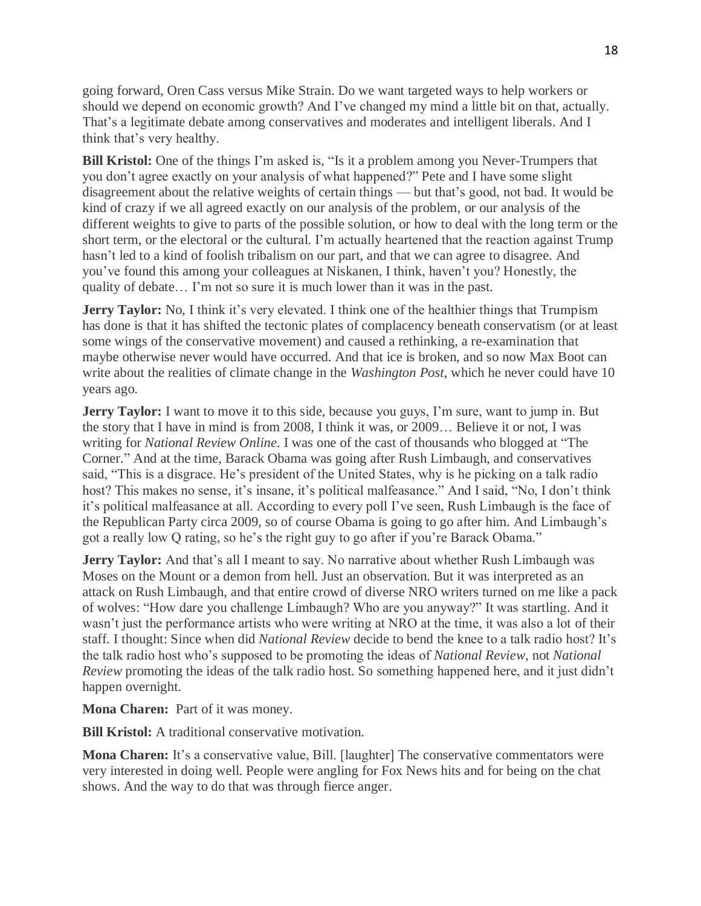going forward, Oren Cass versus Mike Strain. Do we want targeted ways to help workers or should we depend on economic growth? And I've changed my mind a little bit on that, actually. That's a legitimate debate among conservatives and moderates and intelligent liberals. And I think that's very healthy.

**Bill Kristol:** One of the things I'm asked is, "Is it a problem among you Never-Trumpers that you don't agree exactly on your analysis of what happened?" Pete and I have some slight disagreement about the relative weights of certain things — but that's good, not bad. It would be kind of crazy if we all agreed exactly on our analysis of the problem, or our analysis of the different weights to give to parts of the possible solution, or how to deal with the long term or the short term, or the electoral or the cultural. I'm actually heartened that the reaction against Trump hasn't led to a kind of foolish tribalism on our part, and that we can agree to disagree. And you've found this among your colleagues at Niskanen, I think, haven't you? Honestly, the quality of debate… I'm not so sure it is much lower than it was in the past.

**Jerry Taylor:** No, I think it's very elevated. I think one of the healthier things that Trumpism has done is that it has shifted the tectonic plates of complacency beneath conservatism (or at least some wings of the conservative movement) and caused a rethinking, a re-examination that maybe otherwise never would have occurred. And that ice is broken, and so now Max Boot can write about the realities of climate change in the *Washington Post*, which he never could have 10 years ago.

**Jerry Taylor:** I want to move it to this side, because you guys, I'm sure, want to jump in. But the story that I have in mind is from 2008, I think it was, or 2009… Believe it or not, I was writing for *National Review Online*. I was one of the cast of thousands who blogged at "The Corner." And at the time, Barack Obama was going after Rush Limbaugh, and conservatives said, "This is a disgrace. He's president of the United States, why is he picking on a talk radio host? This makes no sense, it's insane, it's political malfeasance." And I said, "No, I don't think it's political malfeasance at all. According to every poll I've seen, Rush Limbaugh is the face of the Republican Party circa 2009, so of course Obama is going to go after him. And Limbaugh's got a really low Q rating, so he's the right guy to go after if you're Barack Obama."

**Jerry Taylor:** And that's all I meant to say. No narrative about whether Rush Limbaugh was Moses on the Mount or a demon from hell. Just an observation. But it was interpreted as an attack on Rush Limbaugh, and that entire crowd of diverse NRO writers turned on me like a pack of wolves: "How dare you challenge Limbaugh? Who are you anyway?" It was startling. And it wasn't just the performance artists who were writing at NRO at the time, it was also a lot of their staff. I thought: Since when did *National Review* decide to bend the knee to a talk radio host? It's the talk radio host who's supposed to be promoting the ideas of *National Review*, not *National Review* promoting the ideas of the talk radio host. So something happened here, and it just didn't happen overnight.

**Mona Charen:** Part of it was money.

**Bill Kristol:** A traditional conservative motivation.

**Mona Charen:** It's a conservative value, Bill. [laughter] The conservative commentators were very interested in doing well. People were angling for Fox News hits and for being on the chat shows. And the way to do that was through fierce anger.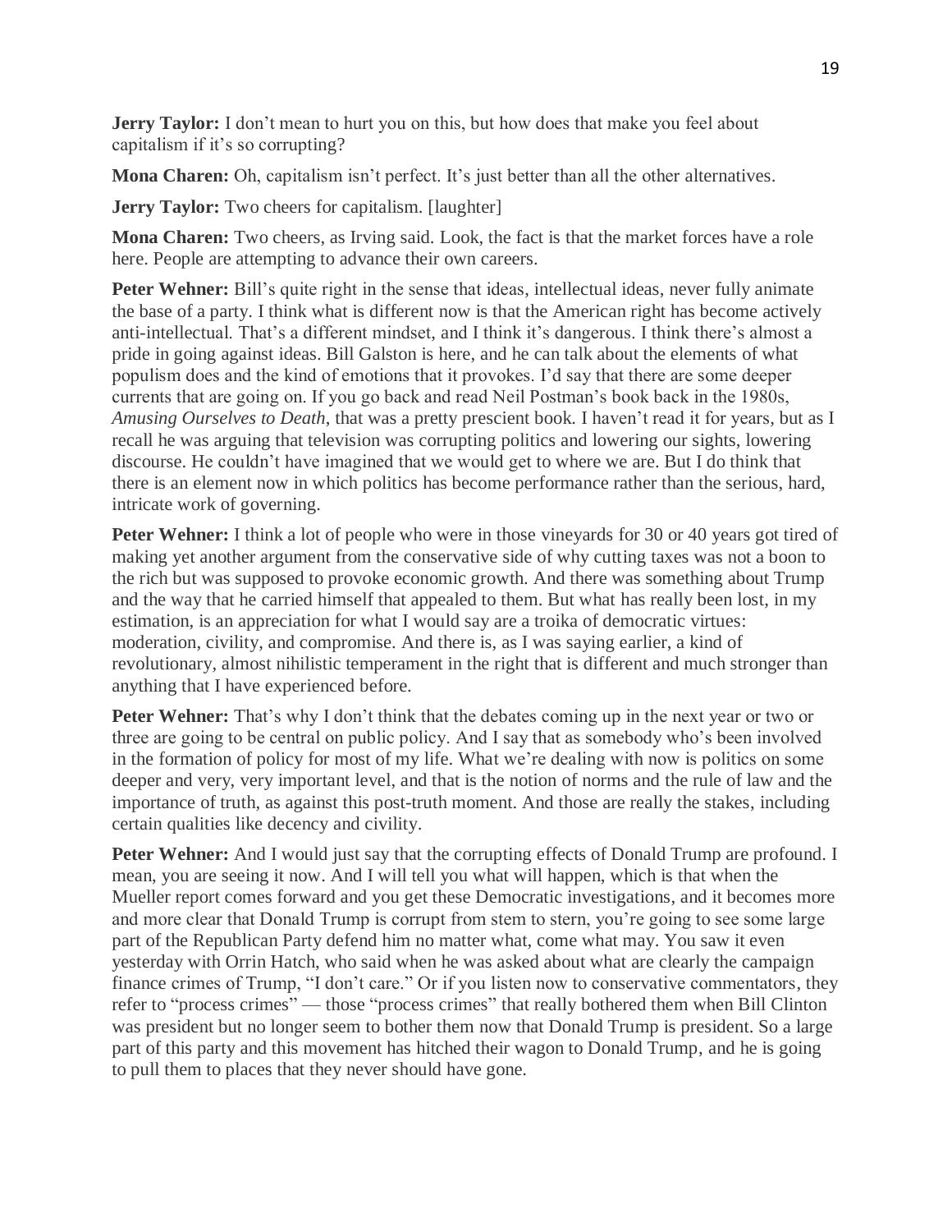**Jerry Taylor:** I don't mean to hurt you on this, but how does that make you feel about capitalism if it's so corrupting?

**Mona Charen:** Oh, capitalism isn't perfect. It's just better than all the other alternatives.

**Jerry Taylor:** Two cheers for capitalism. [laughter]

**Mona Charen:** Two cheers, as Irving said. Look, the fact is that the market forces have a role here. People are attempting to advance their own careers.

**Peter Wehner:** Bill's quite right in the sense that ideas, intellectual ideas, never fully animate the base of a party. I think what is different now is that the American right has become actively anti-intellectual. That's a different mindset, and I think it's dangerous. I think there's almost a pride in going against ideas. Bill Galston is here, and he can talk about the elements of what populism does and the kind of emotions that it provokes. I'd say that there are some deeper currents that are going on. If you go back and read Neil Postman's book back in the 1980s, *Amusing Ourselves to Death*, that was a pretty prescient book. I haven't read it for years, but as I recall he was arguing that television was corrupting politics and lowering our sights, lowering discourse. He couldn't have imagined that we would get to where we are. But I do think that there is an element now in which politics has become performance rather than the serious, hard, intricate work of governing.

**Peter Wehner:** I think a lot of people who were in those vineyards for 30 or 40 years got tired of making yet another argument from the conservative side of why cutting taxes was not a boon to the rich but was supposed to provoke economic growth. And there was something about Trump and the way that he carried himself that appealed to them. But what has really been lost, in my estimation, is an appreciation for what I would say are a troika of democratic virtues: moderation, civility, and compromise. And there is, as I was saying earlier, a kind of revolutionary, almost nihilistic temperament in the right that is different and much stronger than anything that I have experienced before.

**Peter Wehner:** That's why I don't think that the debates coming up in the next year or two or three are going to be central on public policy. And I say that as somebody who's been involved in the formation of policy for most of my life. What we're dealing with now is politics on some deeper and very, very important level, and that is the notion of norms and the rule of law and the importance of truth, as against this post-truth moment. And those are really the stakes, including certain qualities like decency and civility.

**Peter Wehner:** And I would just say that the corrupting effects of Donald Trump are profound. I mean, you are seeing it now. And I will tell you what will happen, which is that when the Mueller report comes forward and you get these Democratic investigations, and it becomes more and more clear that Donald Trump is corrupt from stem to stern, you're going to see some large part of the Republican Party defend him no matter what, come what may. You saw it even yesterday with Orrin Hatch, who said when he was asked about what are clearly the campaign finance crimes of Trump, "I don't care." Or if you listen now to conservative commentators, they refer to "process crimes" — those "process crimes" that really bothered them when Bill Clinton was president but no longer seem to bother them now that Donald Trump is president. So a large part of this party and this movement has hitched their wagon to Donald Trump, and he is going to pull them to places that they never should have gone.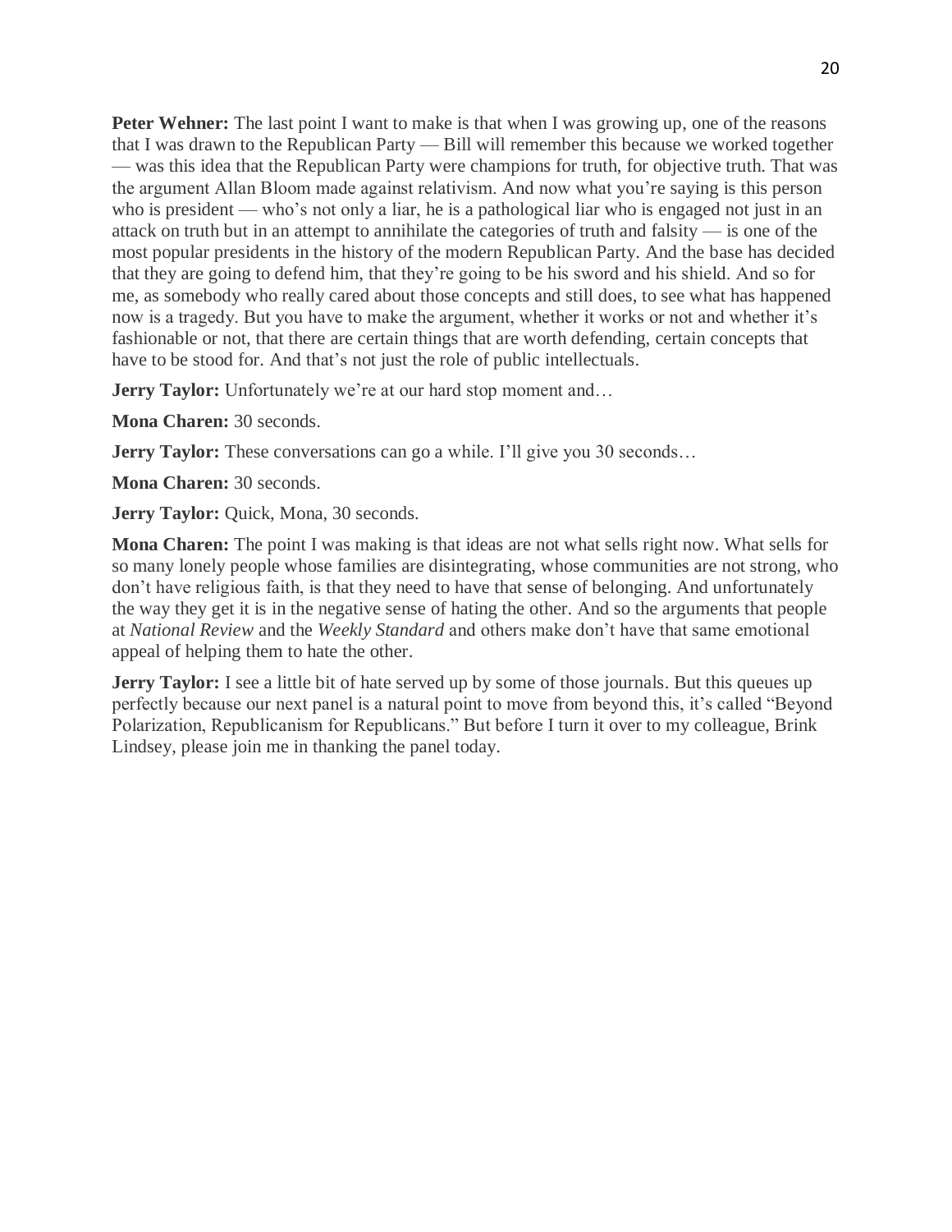**Peter Wehner:** The last point I want to make is that when I was growing up, one of the reasons that I was drawn to the Republican Party — Bill will remember this because we worked together — was this idea that the Republican Party were champions for truth, for objective truth. That was the argument Allan Bloom made against relativism. And now what you're saying is this person who is president — who's not only a liar, he is a pathological liar who is engaged not just in an attack on truth but in an attempt to annihilate the categories of truth and falsity — is one of the most popular presidents in the history of the modern Republican Party. And the base has decided that they are going to defend him, that they're going to be his sword and his shield. And so for me, as somebody who really cared about those concepts and still does, to see what has happened now is a tragedy. But you have to make the argument, whether it works or not and whether it's fashionable or not, that there are certain things that are worth defending, certain concepts that have to be stood for. And that's not just the role of public intellectuals.

**Jerry Taylor:** Unfortunately we're at our hard stop moment and…

**Mona Charen:** 30 seconds.

**Jerry Taylor:** These conversations can go a while. I'll give you 30 seconds…

**Mona Charen:** 30 seconds.

**Jerry Taylor:** Quick, Mona, 30 seconds.

**Mona Charen:** The point I was making is that ideas are not what sells right now. What sells for so many lonely people whose families are disintegrating, whose communities are not strong, who don't have religious faith, is that they need to have that sense of belonging. And unfortunately the way they get it is in the negative sense of hating the other. And so the arguments that people at *National Review* and the *Weekly Standard* and others make don't have that same emotional appeal of helping them to hate the other.

**Jerry Taylor:** I see a little bit of hate served up by some of those journals. But this queues up perfectly because our next panel is a natural point to move from beyond this, it's called "Beyond Polarization, Republicanism for Republicans." But before I turn it over to my colleague, Brink Lindsey, please join me in thanking the panel today.